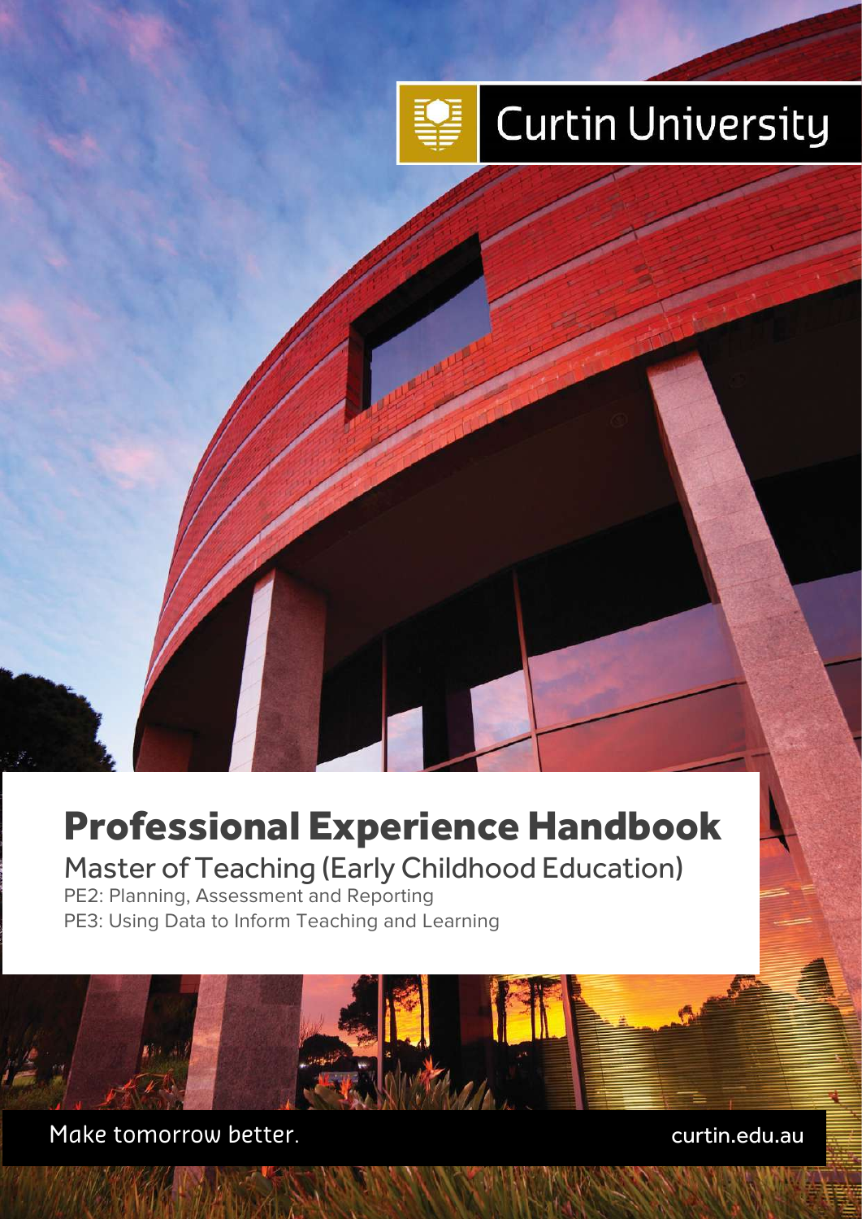Curtin University

# Professional Experience Handbook

## Master of Teaching (Early Childhood Education)

PE2: Planning, Assessment and Reporting

PE3: Using Data to Inform Teaching and Learning

Make tomorrow better.

curtin.edu.au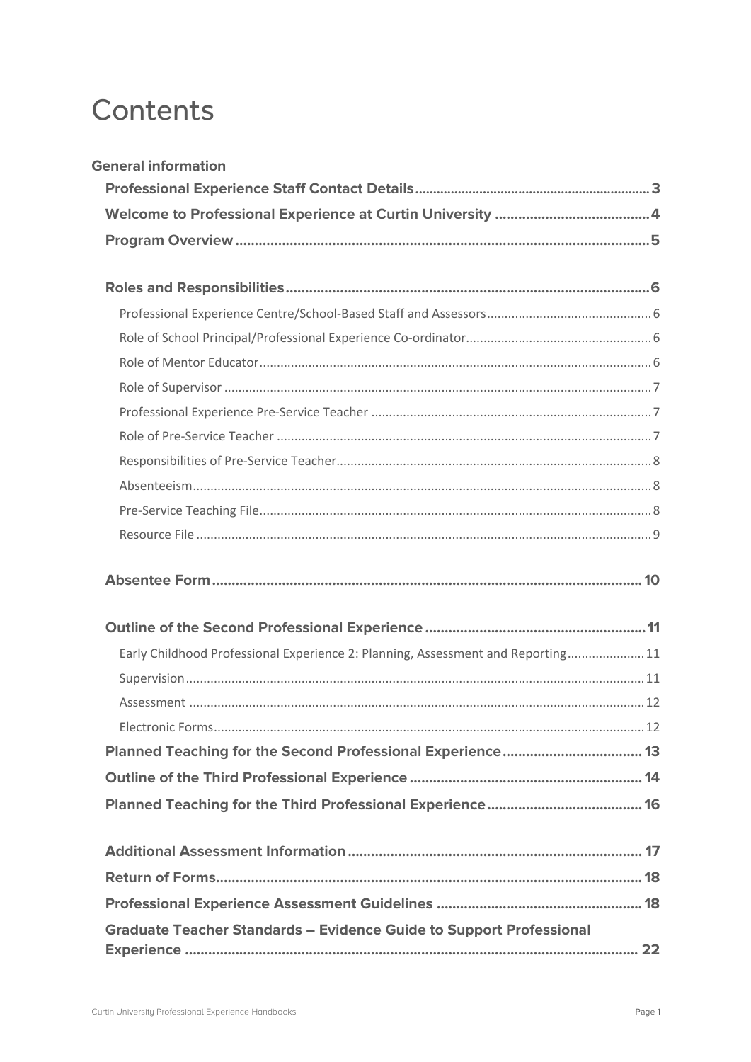# Contents

**General information**

- **Professional Experience Staff Contact Details** ........ 3
- **Welcome to Professional Experience at Curtin University** ........ 4
- **Program Overview** ........ 5

- **Roles and Responsibilities** ........ 6
  - Professional Experience Centre/School-Based Staff and Assessors ........ 6
  - Role of School Principal/Professional Experience Co-ordinator ........ 6
  - Role of Mentor Educator ........ 6
  - Role of Supervisor ........ 7
  - Professional Experience Pre-Service Teacher ........ 7
  - Role of Pre-Service Teacher ........ 7
  - Responsibilities of Pre-Service Teacher ........ 8
  - Absenteeism ........ 8
  - Pre-Service Teaching File ........ 8
  - Resource File ........ 9

- **Absentee Form** ........ 10

- **Outline of the Second Professional Experience** ........ 11
  - Early Childhood Professional Experience 2: Planning, Assessment and Reporting ........ 11
  - Supervision ........ 11
  - Assessment ........ 12
  - Electronic Forms ........ 12
- **Planned Teaching for the Second Professional Experience** ........ 13
- **Outline of the Third Professional Experience** ........ 14
- **Planned Teaching for the Third Professional Experience** ........ 16

- **Additional Assessment Information** ........ 17
- **Return of Forms** ........ 18
- **Professional Experience Assessment Guidelines** ........ 18
- **Graduate Teacher Standards – Evidence Guide to Support Professional Experience** ........ 22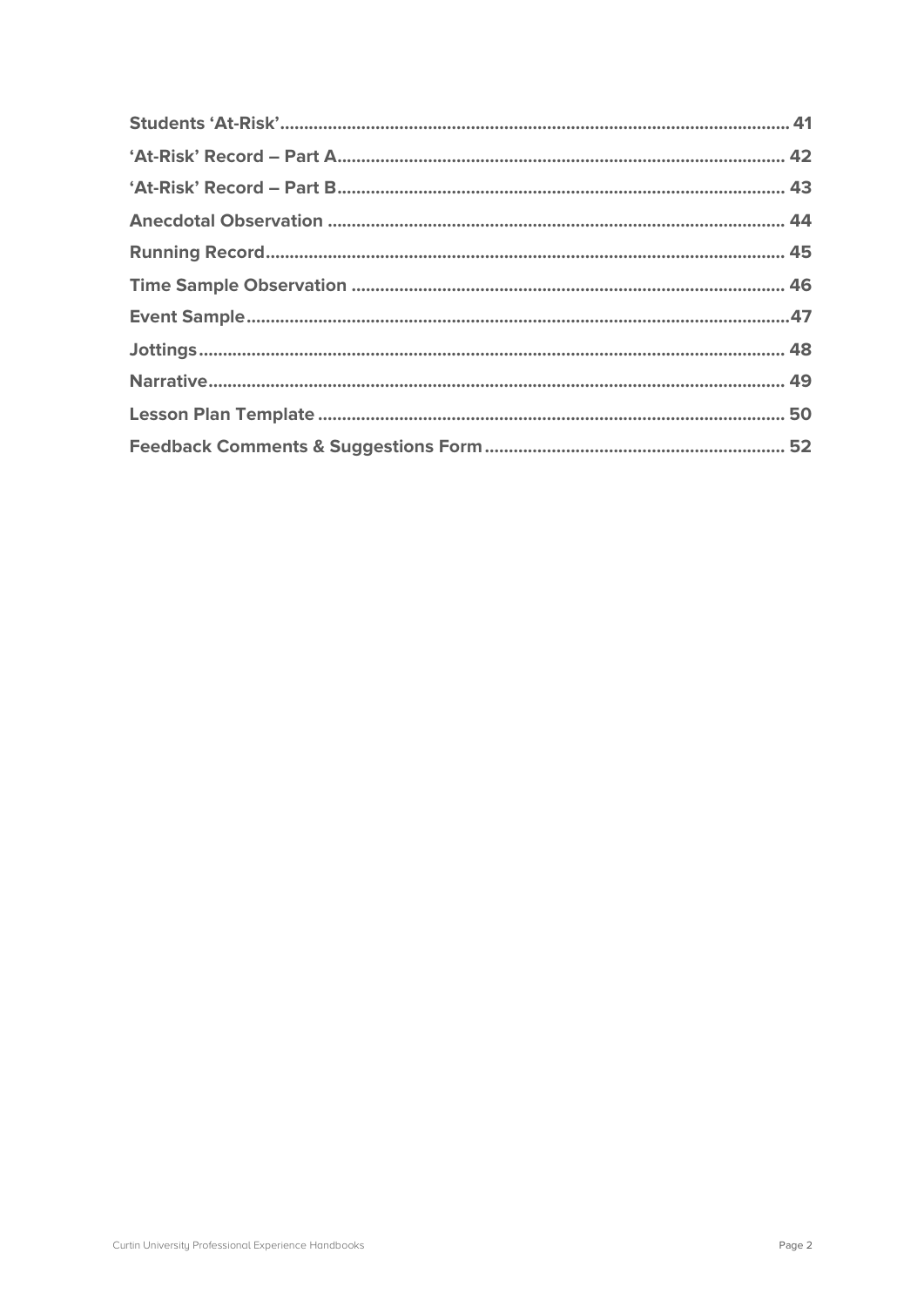**Students 'At-Risk'......................................................................................................... 41**

**'At-Risk' Record – Part A............................................................................................ 42**

**'At-Risk' Record – Part B............................................................................................ 43**

**Anecdotal Observation ............................................................................................. 44**

**Running Record.......................................................................................................... 45**

**Time Sample Observation ......................................................................................... 46**

**Event Sample...............................................................................................................47**

**Jottings........................................................................................................................ 48**

**Narrative...................................................................................................................... 49**

**Lesson Plan Template ................................................................................................ 50**

**Feedback Comments & Suggestions Form .............................................................. 52**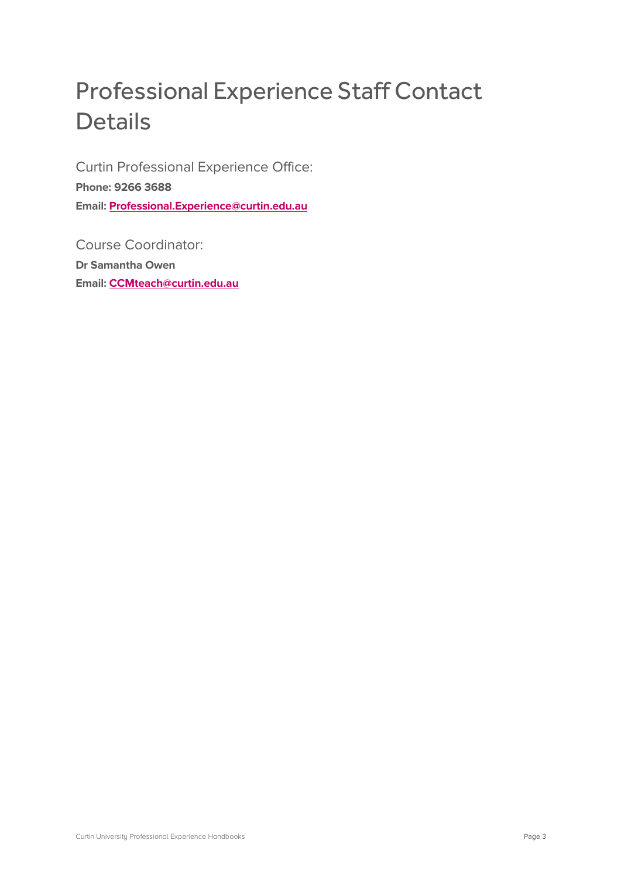# Professional Experience Staff Contact Details

## Curtin Professional Experience Office:

**Phone: 9266 3688**

**Email: Professional.Experience@curtin.edu.au**

## Course Coordinator:

**Dr Samantha Owen**

**Email: CCMteach@curtin.edu.au**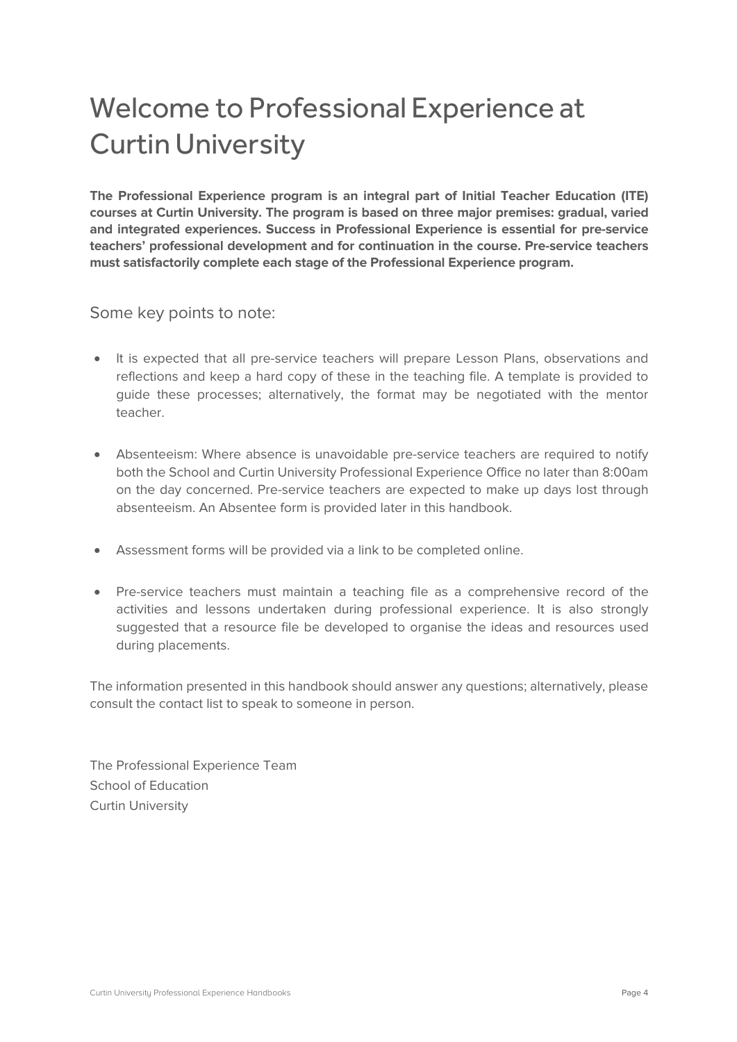# Welcome to Professional Experience at Curtin University

**The Professional Experience program is an integral part of Initial Teacher Education (ITE) courses at Curtin University. The program is based on three major premises: gradual, varied and integrated experiences. Success in Professional Experience is essential for pre-service teachers' professional development and for continuation in the course. Pre-service teachers must satisfactorily complete each stage of the Professional Experience program.**

Some key points to note:

- It is expected that all pre-service teachers will prepare Lesson Plans, observations and reflections and keep a hard copy of these in the teaching file. A template is provided to guide these processes; alternatively, the format may be negotiated with the mentor teacher.
- Absenteeism: Where absence is unavoidable pre-service teachers are required to notify both the School and Curtin University Professional Experience Office no later than 8:00am on the day concerned. Pre-service teachers are expected to make up days lost through absenteeism. An Absentee form is provided later in this handbook.
- Assessment forms will be provided via a link to be completed online.
- Pre-service teachers must maintain a teaching file as a comprehensive record of the activities and lessons undertaken during professional experience. It is also strongly suggested that a resource file be developed to organise the ideas and resources used during placements.

The information presented in this handbook should answer any questions; alternatively, please consult the contact list to speak to someone in person.

The Professional Experience Team
School of Education
Curtin University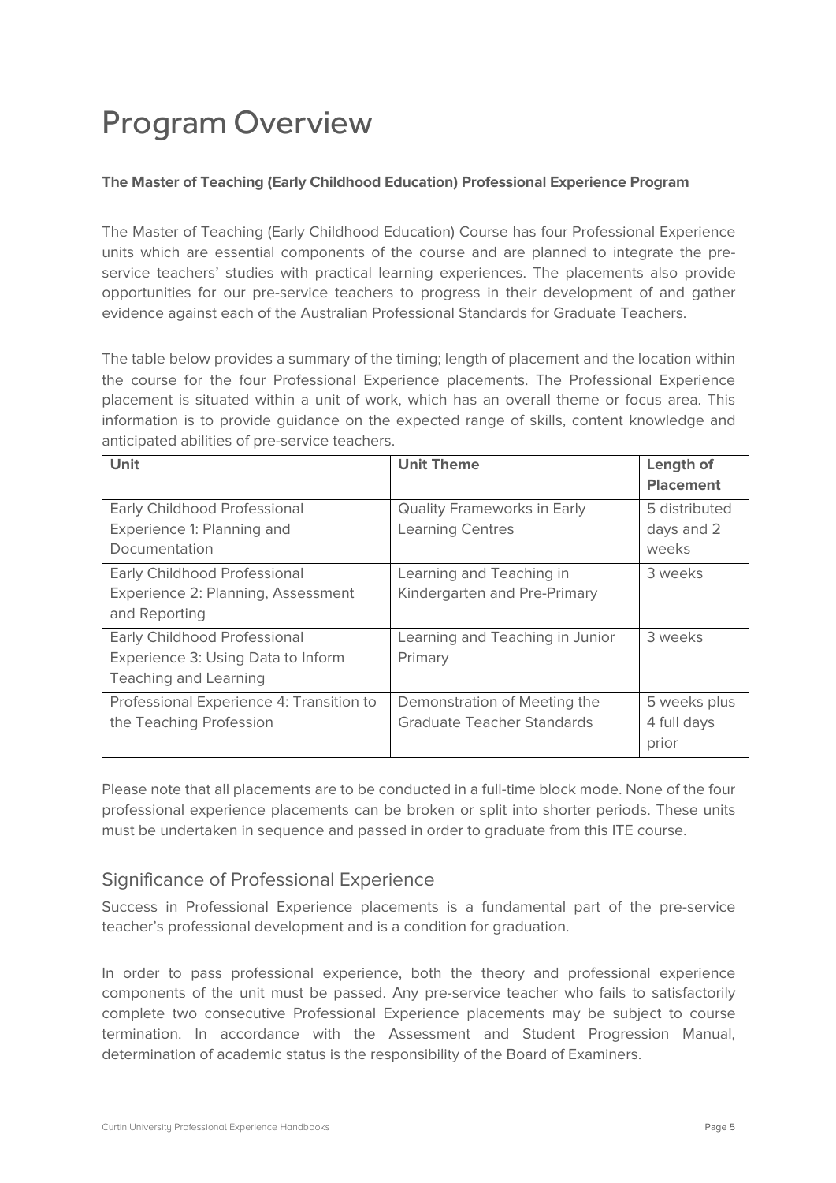# Program Overview

**The Master of Teaching (Early Childhood Education) Professional Experience Program**

The Master of Teaching (Early Childhood Education) Course has four Professional Experience units which are essential components of the course and are planned to integrate the pre-service teachers' studies with practical learning experiences. The placements also provide opportunities for our pre-service teachers to progress in their development of and gather evidence against each of the Australian Professional Standards for Graduate Teachers.

The table below provides a summary of the timing; length of placement and the location within the course for the four Professional Experience placements. The Professional Experience placement is situated within a unit of work, which has an overall theme or focus area. This information is to provide guidance on the expected range of skills, content knowledge and anticipated abilities of pre-service teachers.

| Unit | Unit Theme | Length of Placement |
|---|---|---|
| Early Childhood Professional Experience 1: Planning and Documentation | Quality Frameworks in Early Learning Centres | 5 distributed days and 2 weeks |
| Early Childhood Professional Experience 2: Planning, Assessment and Reporting | Learning and Teaching in Kindergarten and Pre-Primary | 3 weeks |
| Early Childhood Professional Experience 3: Using Data to Inform Teaching and Learning | Learning and Teaching in Junior Primary | 3 weeks |
| Professional Experience 4: Transition to the Teaching Profession | Demonstration of Meeting the Graduate Teacher Standards | 5 weeks plus 4 full days prior |

Please note that all placements are to be conducted in a full-time block mode. None of the four professional experience placements can be broken or split into shorter periods. These units must be undertaken in sequence and passed in order to graduate from this ITE course.

## Significance of Professional Experience

Success in Professional Experience placements is a fundamental part of the pre-service teacher's professional development and is a condition for graduation.

In order to pass professional experience, both the theory and professional experience components of the unit must be passed. Any pre-service teacher who fails to satisfactorily complete two consecutive Professional Experience placements may be subject to course termination. In accordance with the Assessment and Student Progression Manual, determination of academic status is the responsibility of the Board of Examiners.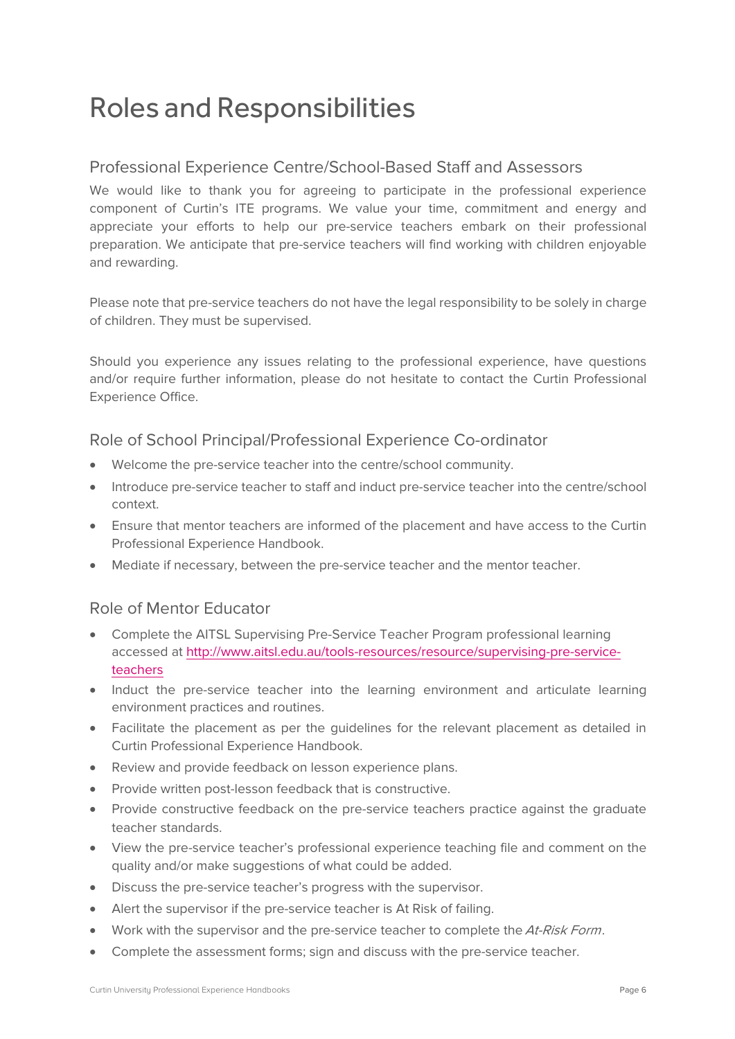# Roles and Responsibilities

## Professional Experience Centre/School-Based Staff and Assessors

We would like to thank you for agreeing to participate in the professional experience component of Curtin's ITE programs. We value your time, commitment and energy and appreciate your efforts to help our pre-service teachers embark on their professional preparation. We anticipate that pre-service teachers will find working with children enjoyable and rewarding.

Please note that pre-service teachers do not have the legal responsibility to be solely in charge of children. They must be supervised.

Should you experience any issues relating to the professional experience, have questions and/or require further information, please do not hesitate to contact the Curtin Professional Experience Office.

## Role of School Principal/Professional Experience Co-ordinator

- Welcome the pre-service teacher into the centre/school community.
- Introduce pre-service teacher to staff and induct pre-service teacher into the centre/school context.
- Ensure that mentor teachers are informed of the placement and have access to the Curtin Professional Experience Handbook.
- Mediate if necessary, between the pre-service teacher and the mentor teacher.

## Role of Mentor Educator

- Complete the AITSL Supervising Pre-Service Teacher Program professional learning accessed at [http://www.aitsl.edu.au/tools-resources/resource/supervising-pre-service-teachers](http://www.aitsl.edu.au/tools-resources/resource/supervising-pre-service-teachers)
- Induct the pre-service teacher into the learning environment and articulate learning environment practices and routines.
- Facilitate the placement as per the guidelines for the relevant placement as detailed in Curtin Professional Experience Handbook.
- Review and provide feedback on lesson experience plans.
- Provide written post-lesson feedback that is constructive.
- Provide constructive feedback on the pre-service teachers practice against the graduate teacher standards.
- View the pre-service teacher's professional experience teaching file and comment on the quality and/or make suggestions of what could be added.
- Discuss the pre-service teacher's progress with the supervisor.
- Alert the supervisor if the pre-service teacher is At Risk of failing.
- Work with the supervisor and the pre-service teacher to complete the *At-Risk Form*.
- Complete the assessment forms; sign and discuss with the pre-service teacher.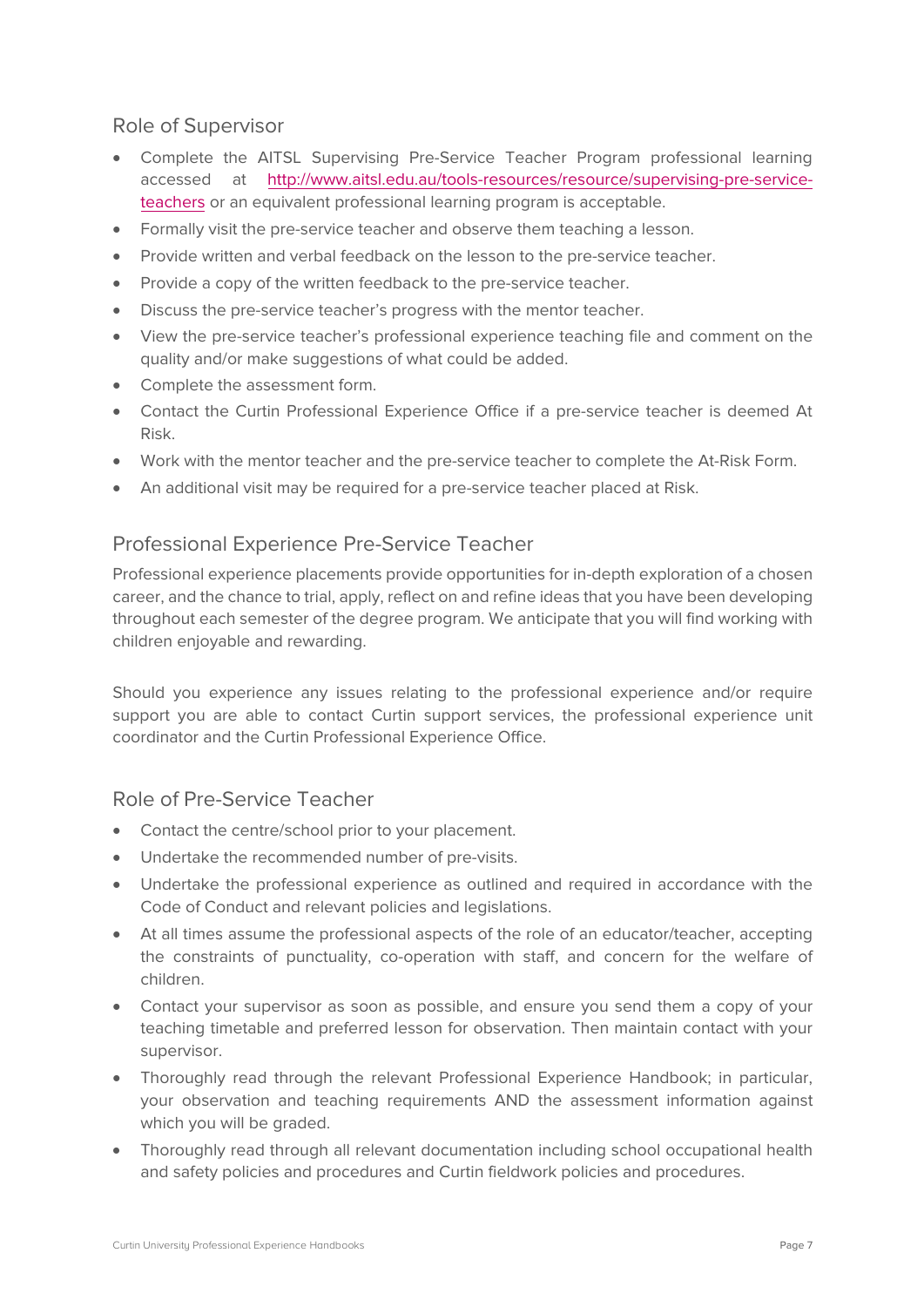## Role of Supervisor

- Complete the AITSL Supervising Pre-Service Teacher Program professional learning accessed at http://www.aitsl.edu.au/tools-resources/resource/supervising-pre-service-teachers or an equivalent professional learning program is acceptable.
- Formally visit the pre-service teacher and observe them teaching a lesson.
- Provide written and verbal feedback on the lesson to the pre-service teacher.
- Provide a copy of the written feedback to the pre-service teacher.
- Discuss the pre-service teacher's progress with the mentor teacher.
- View the pre-service teacher's professional experience teaching file and comment on the quality and/or make suggestions of what could be added.
- Complete the assessment form.
- Contact the Curtin Professional Experience Office if a pre-service teacher is deemed At Risk.
- Work with the mentor teacher and the pre-service teacher to complete the At-Risk Form.
- An additional visit may be required for a pre-service teacher placed at Risk.

## Professional Experience Pre-Service Teacher

Professional experience placements provide opportunities for in-depth exploration of a chosen career, and the chance to trial, apply, reflect on and refine ideas that you have been developing throughout each semester of the degree program. We anticipate that you will find working with children enjoyable and rewarding.

Should you experience any issues relating to the professional experience and/or require support you are able to contact Curtin support services, the professional experience unit coordinator and the Curtin Professional Experience Office.

## Role of Pre-Service Teacher

- Contact the centre/school prior to your placement.
- Undertake the recommended number of pre-visits.
- Undertake the professional experience as outlined and required in accordance with the Code of Conduct and relevant policies and legislations.
- At all times assume the professional aspects of the role of an educator/teacher, accepting the constraints of punctuality, co-operation with staff, and concern for the welfare of children.
- Contact your supervisor as soon as possible, and ensure you send them a copy of your teaching timetable and preferred lesson for observation. Then maintain contact with your supervisor.
- Thoroughly read through the relevant Professional Experience Handbook; in particular, your observation and teaching requirements AND the assessment information against which you will be graded.
- Thoroughly read through all relevant documentation including school occupational health and safety policies and procedures and Curtin fieldwork policies and procedures.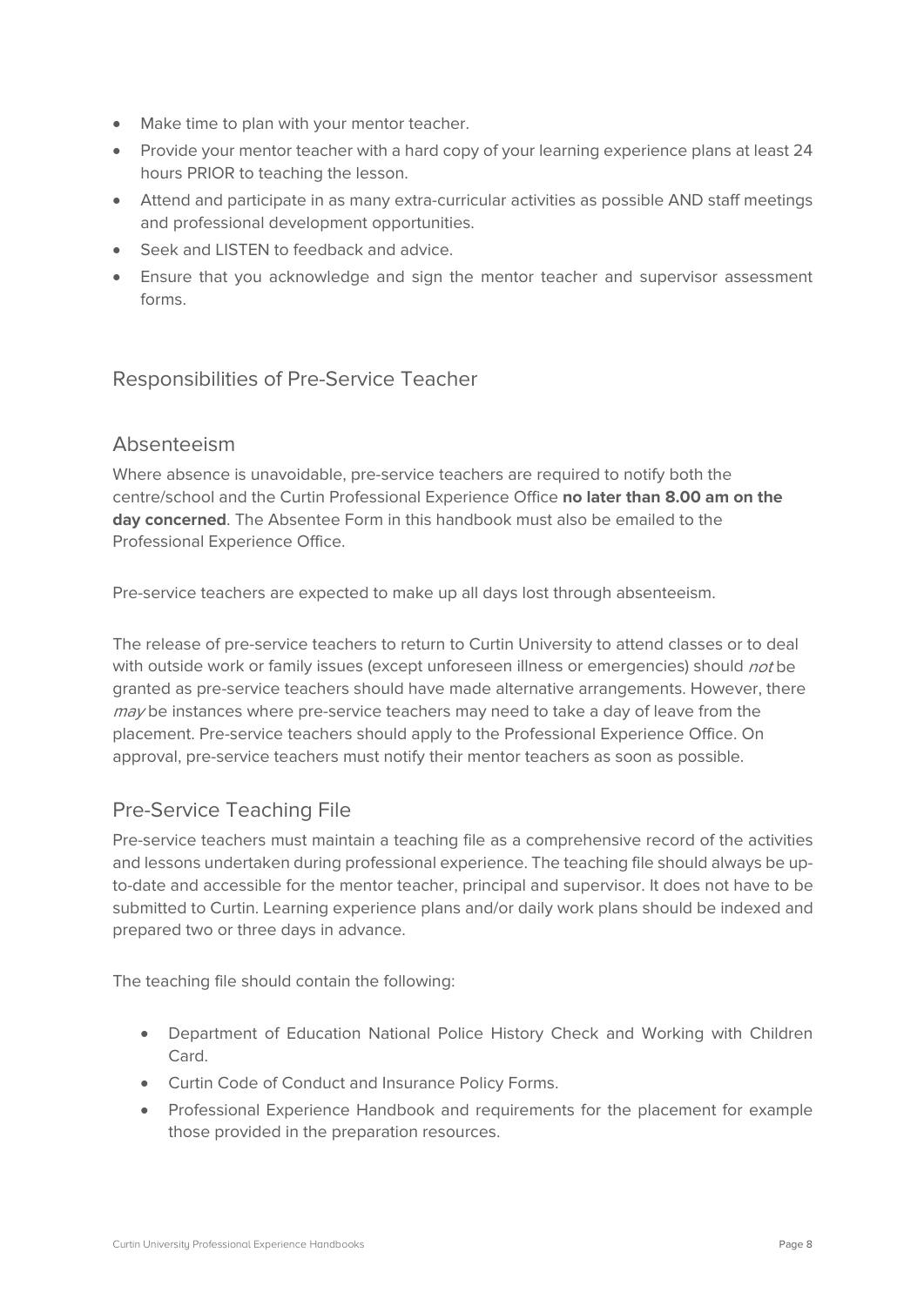- Make time to plan with your mentor teacher.
- Provide your mentor teacher with a hard copy of your learning experience plans at least 24 hours PRIOR to teaching the lesson.
- Attend and participate in as many extra-curricular activities as possible AND staff meetings and professional development opportunities.
- Seek and LISTEN to feedback and advice.
- Ensure that you acknowledge and sign the mentor teacher and supervisor assessment forms.

## Responsibilities of Pre-Service Teacher

## Absenteeism

Where absence is unavoidable, pre-service teachers are required to notify both the centre/school and the Curtin Professional Experience Office **no later than 8.00 am on the day concerned**. The Absentee Form in this handbook must also be emailed to the Professional Experience Office.

Pre-service teachers are expected to make up all days lost through absenteeism.

The release of pre-service teachers to return to Curtin University to attend classes or to deal with outside work or family issues (except unforeseen illness or emergencies) should *not* be granted as pre-service teachers should have made alternative arrangements. However, there *may* be instances where pre-service teachers may need to take a day of leave from the placement. Pre-service teachers should apply to the Professional Experience Office. On approval, pre-service teachers must notify their mentor teachers as soon as possible.

## Pre-Service Teaching File

Pre-service teachers must maintain a teaching file as a comprehensive record of the activities and lessons undertaken during professional experience. The teaching file should always be up-to-date and accessible for the mentor teacher, principal and supervisor. It does not have to be submitted to Curtin. Learning experience plans and/or daily work plans should be indexed and prepared two or three days in advance.

The teaching file should contain the following:

- Department of Education National Police History Check and Working with Children Card.
- Curtin Code of Conduct and Insurance Policy Forms.
- Professional Experience Handbook and requirements for the placement for example those provided in the preparation resources.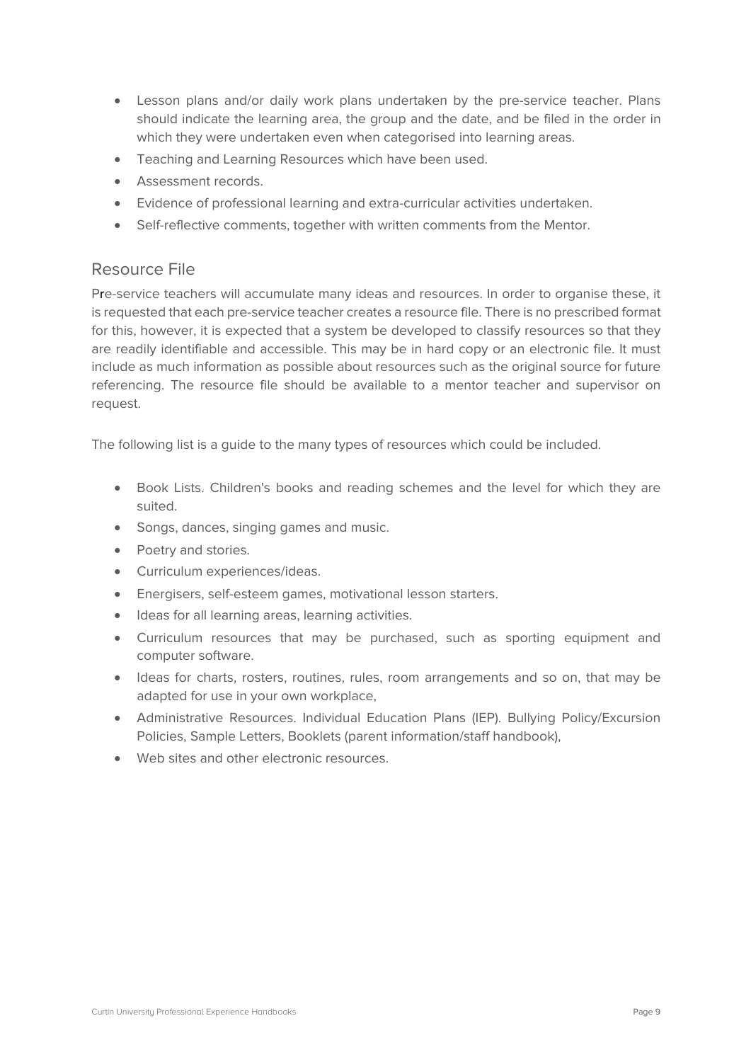- Lesson plans and/or daily work plans undertaken by the pre-service teacher. Plans should indicate the learning area, the group and the date, and be filed in the order in which they were undertaken even when categorised into learning areas.
- Teaching and Learning Resources which have been used.
- Assessment records.
- Evidence of professional learning and extra-curricular activities undertaken.
- Self-reflective comments, together with written comments from the Mentor.

## Resource File

Pre-service teachers will accumulate many ideas and resources. In order to organise these, it is requested that each pre-service teacher creates a resource file. There is no prescribed format for this, however, it is expected that a system be developed to classify resources so that they are readily identifiable and accessible. This may be in hard copy or an electronic file. It must include as much information as possible about resources such as the original source for future referencing. The resource file should be available to a mentor teacher and supervisor on request.

The following list is a guide to the many types of resources which could be included.

- Book Lists. Children's books and reading schemes and the level for which they are suited.
- Songs, dances, singing games and music.
- Poetry and stories.
- Curriculum experiences/ideas.
- Energisers, self-esteem games, motivational lesson starters.
- Ideas for all learning areas, learning activities.
- Curriculum resources that may be purchased, such as sporting equipment and computer software.
- Ideas for charts, rosters, routines, rules, room arrangements and so on, that may be adapted for use in your own workplace,
- Administrative Resources. Individual Education Plans (IEP). Bullying Policy/Excursion Policies, Sample Letters, Booklets (parent information/staff handbook),
- Web sites and other electronic resources.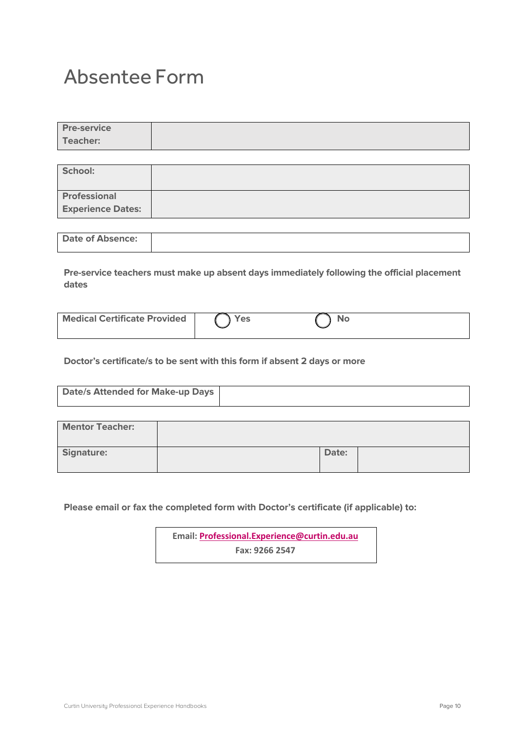# Absentee Form

| | |
|---|---|
| **Pre-service Teacher:** | |

| | |
|---|---|
| **School:** | |
| **Professional Experience Dates:** | |

| | |
|---|---|
| **Date of Absence:** | |

**Pre-service teachers must make up absent days immediately following the official placement dates**

| | | |
|---|---|---|
| **Medical Certificate Provided** | ◯ **Yes** | ◯ **No** |

**Doctor's certificate/s to be sent with this form if absent 2 days or more**

| | |
|---|---|
| **Date/s Attended for Make-up Days** | |

| | | | |
|---|---|---|---|
| **Mentor Teacher:** | | | |
| **Signature:** | | **Date:** | |

**Please email or fax the completed form with Doctor's certificate (if applicable) to:**

**Email: Professional.Experience@curtin.edu.au**
**Fax: 9266 2547**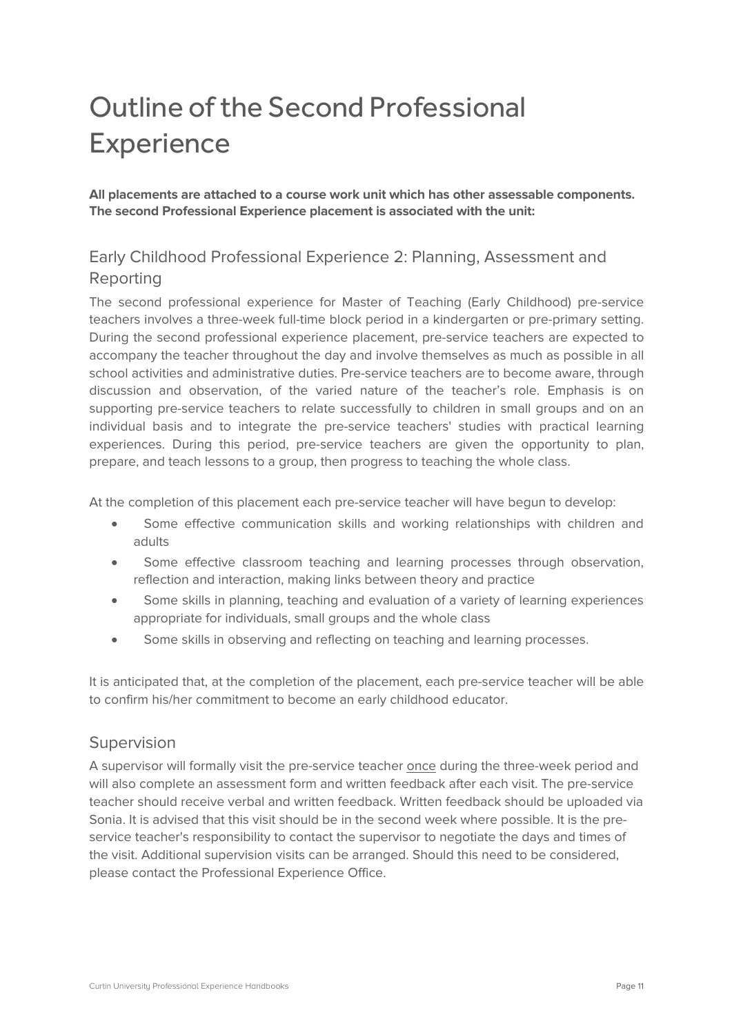# Outline of the Second Professional Experience

**All placements are attached to a course work unit which has other assessable components. The second Professional Experience placement is associated with the unit:**

## Early Childhood Professional Experience 2: Planning, Assessment and Reporting

The second professional experience for Master of Teaching (Early Childhood) pre-service teachers involves a three-week full-time block period in a kindergarten or pre-primary setting. During the second professional experience placement, pre-service teachers are expected to accompany the teacher throughout the day and involve themselves as much as possible in all school activities and administrative duties. Pre-service teachers are to become aware, through discussion and observation, of the varied nature of the teacher's role. Emphasis is on supporting pre-service teachers to relate successfully to children in small groups and on an individual basis and to integrate the pre-service teachers' studies with practical learning experiences. During this period, pre-service teachers are given the opportunity to plan, prepare, and teach lessons to a group, then progress to teaching the whole class.

At the completion of this placement each pre-service teacher will have begun to develop:

- Some effective communication skills and working relationships with children and adults
- Some effective classroom teaching and learning processes through observation, reflection and interaction, making links between theory and practice
- Some skills in planning, teaching and evaluation of a variety of learning experiences appropriate for individuals, small groups and the whole class
- Some skills in observing and reflecting on teaching and learning processes.

It is anticipated that, at the completion of the placement, each pre-service teacher will be able to confirm his/her commitment to become an early childhood educator.

## Supervision

A supervisor will formally visit the pre-service teacher once during the three-week period and will also complete an assessment form and written feedback after each visit. The pre-service teacher should receive verbal and written feedback. Written feedback should be uploaded via Sonia. It is advised that this visit should be in the second week where possible. It is the pre-service teacher's responsibility to contact the supervisor to negotiate the days and times of the visit. Additional supervision visits can be arranged. Should this need to be considered, please contact the Professional Experience Office.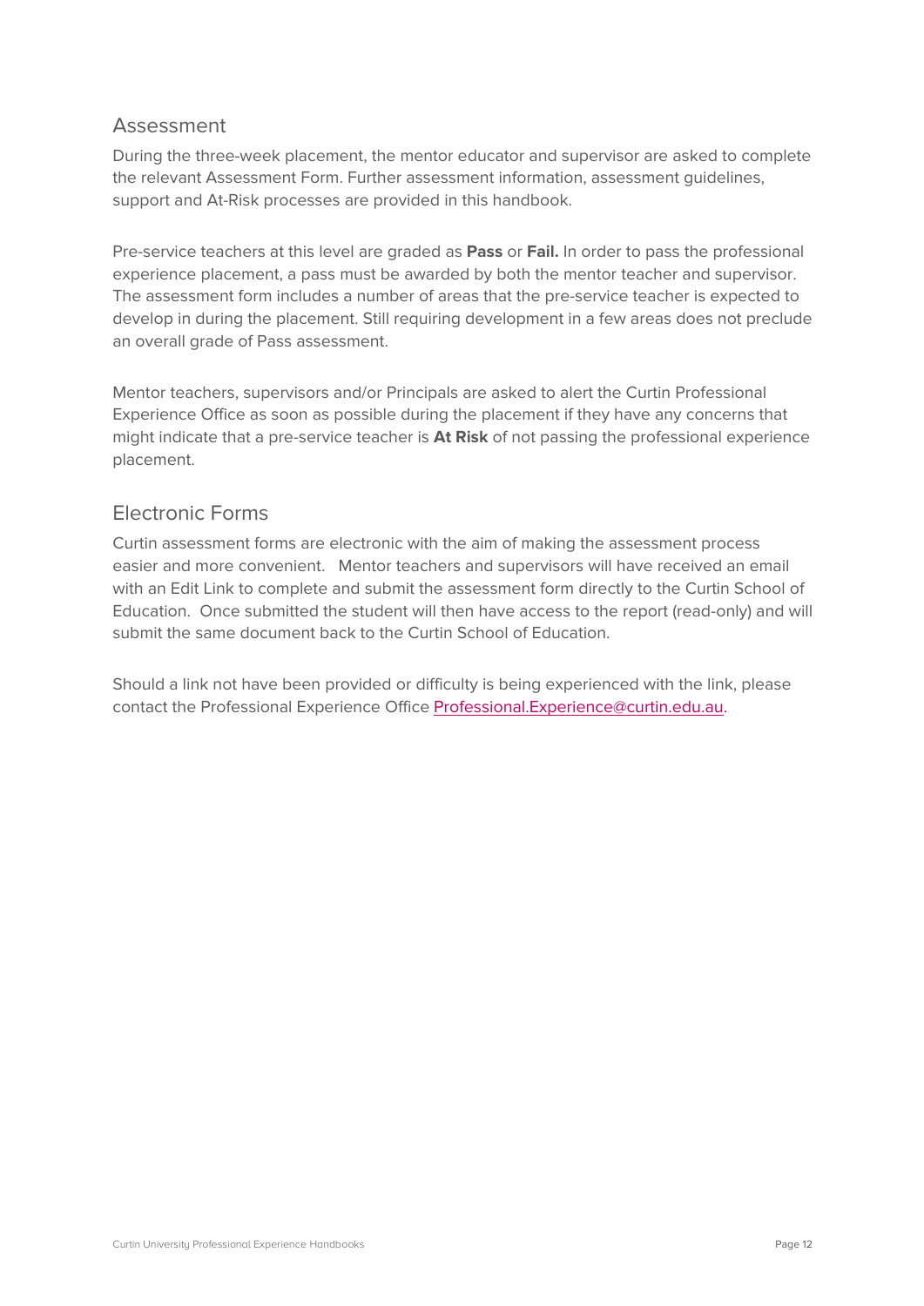## Assessment

During the three-week placement, the mentor educator and supervisor are asked to complete the relevant Assessment Form. Further assessment information, assessment guidelines, support and At-Risk processes are provided in this handbook.

Pre-service teachers at this level are graded as **Pass** or **Fail.** In order to pass the professional experience placement, a pass must be awarded by both the mentor teacher and supervisor. The assessment form includes a number of areas that the pre-service teacher is expected to develop in during the placement. Still requiring development in a few areas does not preclude an overall grade of Pass assessment.

Mentor teachers, supervisors and/or Principals are asked to alert the Curtin Professional Experience Office as soon as possible during the placement if they have any concerns that might indicate that a pre-service teacher is **At Risk** of not passing the professional experience placement.

## Electronic Forms

Curtin assessment forms are electronic with the aim of making the assessment process easier and more convenient. Mentor teachers and supervisors will have received an email with an Edit Link to complete and submit the assessment form directly to the Curtin School of Education. Once submitted the student will then have access to the report (read-only) and will submit the same document back to the Curtin School of Education.

Should a link not have been provided or difficulty is being experienced with the link, please contact the Professional Experience Office [Professional.Experience@curtin.edu.au](mailto:Professional.Experience@curtin.edu.au).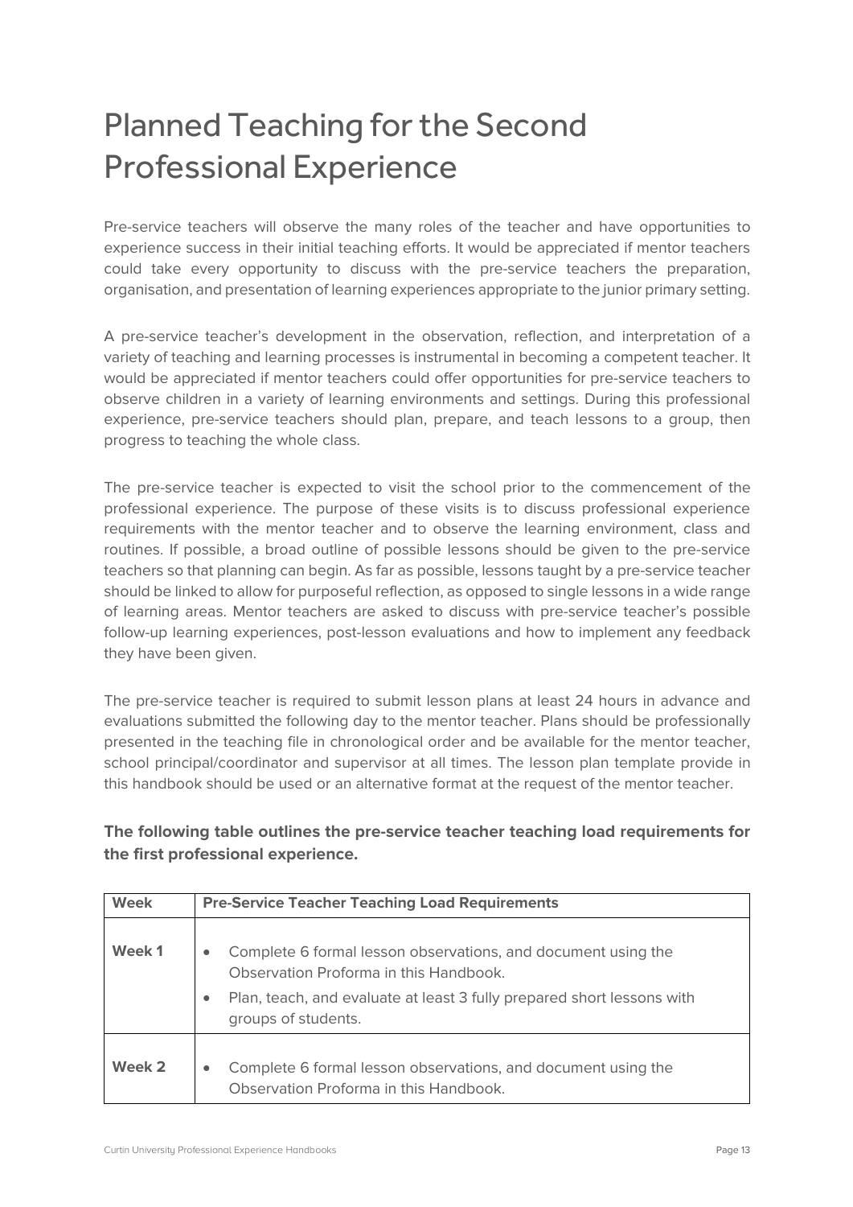# Planned Teaching for the Second Professional Experience

Pre-service teachers will observe the many roles of the teacher and have opportunities to experience success in their initial teaching efforts. It would be appreciated if mentor teachers could take every opportunity to discuss with the pre-service teachers the preparation, organisation, and presentation of learning experiences appropriate to the junior primary setting.

A pre-service teacher's development in the observation, reflection, and interpretation of a variety of teaching and learning processes is instrumental in becoming a competent teacher. It would be appreciated if mentor teachers could offer opportunities for pre-service teachers to observe children in a variety of learning environments and settings. During this professional experience, pre-service teachers should plan, prepare, and teach lessons to a group, then progress to teaching the whole class.

The pre-service teacher is expected to visit the school prior to the commencement of the professional experience. The purpose of these visits is to discuss professional experience requirements with the mentor teacher and to observe the learning environment, class and routines. If possible, a broad outline of possible lessons should be given to the pre-service teachers so that planning can begin. As far as possible, lessons taught by a pre-service teacher should be linked to allow for purposeful reflection, as opposed to single lessons in a wide range of learning areas. Mentor teachers are asked to discuss with pre-service teacher's possible follow-up learning experiences, post-lesson evaluations and how to implement any feedback they have been given.

The pre-service teacher is required to submit lesson plans at least 24 hours in advance and evaluations submitted the following day to the mentor teacher. Plans should be professionally presented in the teaching file in chronological order and be available for the mentor teacher, school principal/coordinator and supervisor at all times. The lesson plan template provide in this handbook should be used or an alternative format at the request of the mentor teacher.

**The following table outlines the pre-service teacher teaching load requirements for the first professional experience.**

| Week | Pre-Service Teacher Teaching Load Requirements |
|---|---|
| **Week 1** | • Complete 6 formal lesson observations, and document using the Observation Proforma in this Handbook.<br>• Plan, teach, and evaluate at least 3 fully prepared short lessons with groups of students. |
| **Week 2** | • Complete 6 formal lesson observations, and document using the Observation Proforma in this Handbook. |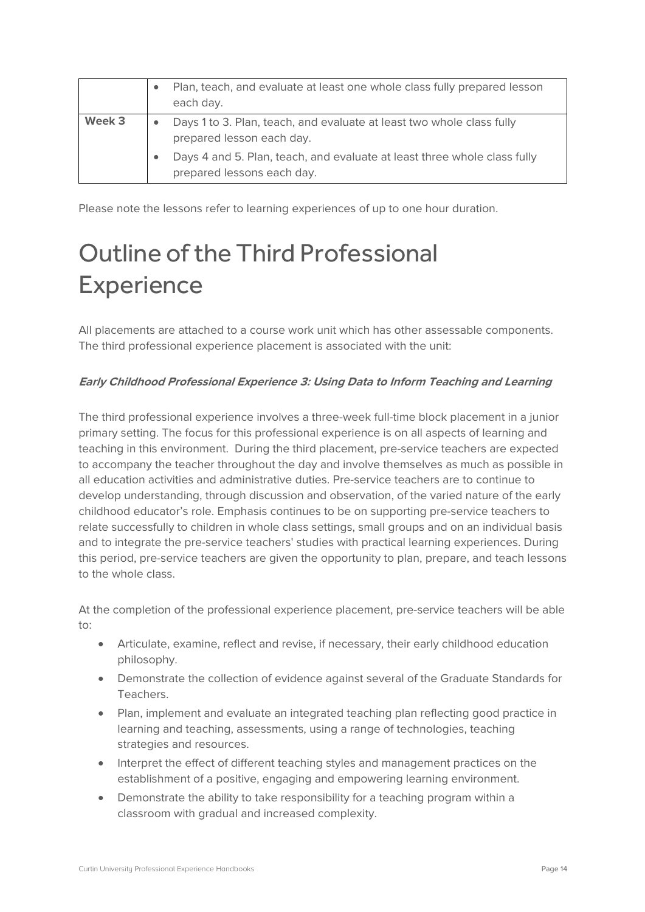| | |
|---|---|
| | • Plan, teach, and evaluate at least one whole class fully prepared lesson each day. |
| **Week 3** | • Days 1 to 3. Plan, teach, and evaluate at least two whole class fully prepared lesson each day. <br> • Days 4 and 5. Plan, teach, and evaluate at least three whole class fully prepared lessons each day. |

Please note the lessons refer to learning experiences of up to one hour duration.

# Outline of the Third Professional Experience

All placements are attached to a course work unit which has other assessable components. The third professional experience placement is associated with the unit:

***Early Childhood Professional Experience 3: Using Data to Inform Teaching and Learning***

The third professional experience involves a three-week full-time block placement in a junior primary setting. The focus for this professional experience is on all aspects of learning and teaching in this environment. During the third placement, pre-service teachers are expected to accompany the teacher throughout the day and involve themselves as much as possible in all education activities and administrative duties. Pre-service teachers are to continue to develop understanding, through discussion and observation, of the varied nature of the early childhood educator's role. Emphasis continues to be on supporting pre-service teachers to relate successfully to children in whole class settings, small groups and on an individual basis and to integrate the pre-service teachers' studies with practical learning experiences. During this period, pre-service teachers are given the opportunity to plan, prepare, and teach lessons to the whole class.

At the completion of the professional experience placement, pre-service teachers will be able to:

- Articulate, examine, reflect and revise, if necessary, their early childhood education philosophy.
- Demonstrate the collection of evidence against several of the Graduate Standards for Teachers.
- Plan, implement and evaluate an integrated teaching plan reflecting good practice in learning and teaching, assessments, using a range of technologies, teaching strategies and resources.
- Interpret the effect of different teaching styles and management practices on the establishment of a positive, engaging and empowering learning environment.
- Demonstrate the ability to take responsibility for a teaching program within a classroom with gradual and increased complexity.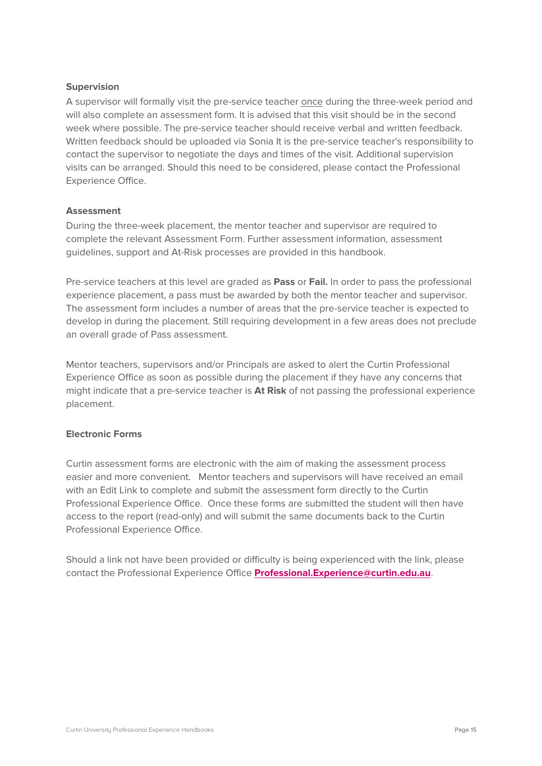### Supervision

A supervisor will formally visit the pre-service teacher once during the three-week period and will also complete an assessment form. It is advised that this visit should be in the second week where possible. The pre-service teacher should receive verbal and written feedback. Written feedback should be uploaded via Sonia It is the pre-service teacher's responsibility to contact the supervisor to negotiate the days and times of the visit. Additional supervision visits can be arranged. Should this need to be considered, please contact the Professional Experience Office.

### Assessment

During the three-week placement, the mentor teacher and supervisor are required to complete the relevant Assessment Form. Further assessment information, assessment guidelines, support and At-Risk processes are provided in this handbook.

Pre-service teachers at this level are graded as **Pass** or **Fail.** In order to pass the professional experience placement, a pass must be awarded by both the mentor teacher and supervisor. The assessment form includes a number of areas that the pre-service teacher is expected to develop in during the placement. Still requiring development in a few areas does not preclude an overall grade of Pass assessment.

Mentor teachers, supervisors and/or Principals are asked to alert the Curtin Professional Experience Office as soon as possible during the placement if they have any concerns that might indicate that a pre-service teacher is **At Risk** of not passing the professional experience placement.

### Electronic Forms

Curtin assessment forms are electronic with the aim of making the assessment process easier and more convenient. Mentor teachers and supervisors will have received an email with an Edit Link to complete and submit the assessment form directly to the Curtin Professional Experience Office. Once these forms are submitted the student will then have access to the report (read-only) and will submit the same documents back to the Curtin Professional Experience Office.

Should a link not have been provided or difficulty is being experienced with the link, please contact the Professional Experience Office **Professional.Experience@curtin.edu.au**.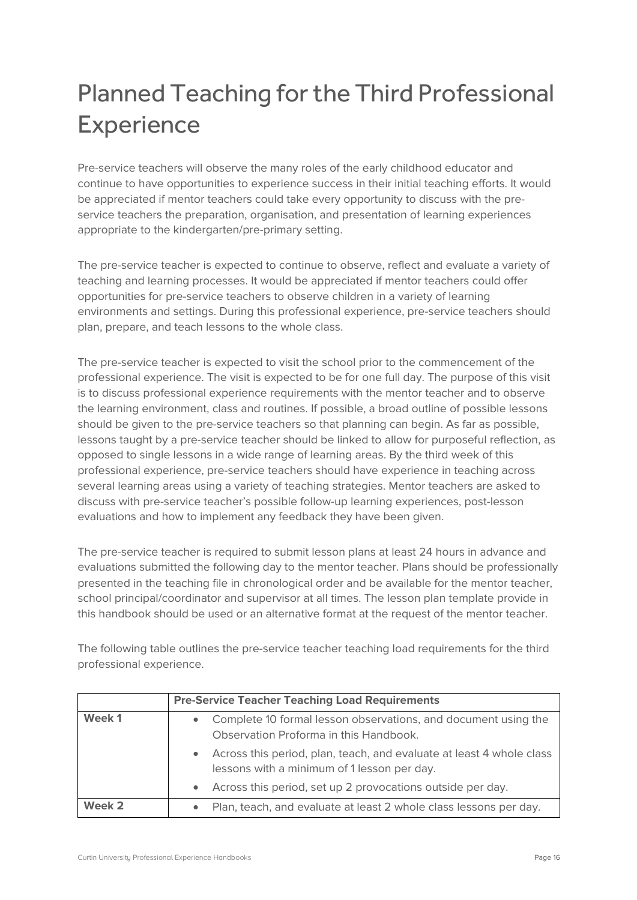# Planned Teaching for the Third Professional Experience

Pre-service teachers will observe the many roles of the early childhood educator and continue to have opportunities to experience success in their initial teaching efforts. It would be appreciated if mentor teachers could take every opportunity to discuss with the pre-service teachers the preparation, organisation, and presentation of learning experiences appropriate to the kindergarten/pre-primary setting.

The pre-service teacher is expected to continue to observe, reflect and evaluate a variety of teaching and learning processes. It would be appreciated if mentor teachers could offer opportunities for pre-service teachers to observe children in a variety of learning environments and settings. During this professional experience, pre-service teachers should plan, prepare, and teach lessons to the whole class.

The pre-service teacher is expected to visit the school prior to the commencement of the professional experience. The visit is expected to be for one full day. The purpose of this visit is to discuss professional experience requirements with the mentor teacher and to observe the learning environment, class and routines. If possible, a broad outline of possible lessons should be given to the pre-service teachers so that planning can begin. As far as possible, lessons taught by a pre-service teacher should be linked to allow for purposeful reflection, as opposed to single lessons in a wide range of learning areas. By the third week of this professional experience, pre-service teachers should have experience in teaching across several learning areas using a variety of teaching strategies. Mentor teachers are asked to discuss with pre-service teacher's possible follow-up learning experiences, post-lesson evaluations and how to implement any feedback they have been given.

The pre-service teacher is required to submit lesson plans at least 24 hours in advance and evaluations submitted the following day to the mentor teacher. Plans should be professionally presented in the teaching file in chronological order and be available for the mentor teacher, school principal/coordinator and supervisor at all times. The lesson plan template provide in this handbook should be used or an alternative format at the request of the mentor teacher.

The following table outlines the pre-service teacher teaching load requirements for the third professional experience.

| | Pre-Service Teacher Teaching Load Requirements |
|---|---|
| **Week 1** | • Complete 10 formal lesson observations, and document using the Observation Proforma in this Handbook.<br>• Across this period, plan, teach, and evaluate at least 4 whole class lessons with a minimum of 1 lesson per day.<br>• Across this period, set up 2 provocations outside per day. |
| **Week 2** | • Plan, teach, and evaluate at least 2 whole class lessons per day. |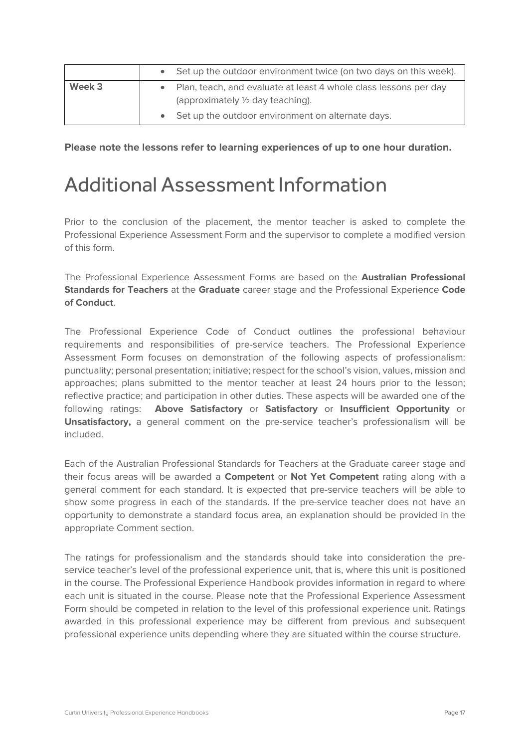| | |
|---|---|
| | • Set up the outdoor environment twice (on two days on this week). |
| **Week 3** | • Plan, teach, and evaluate at least 4 whole class lessons per day (approximately ½ day teaching).<br>• Set up the outdoor environment on alternate days. |

**Please note the lessons refer to learning experiences of up to one hour duration.**

# Additional Assessment Information

Prior to the conclusion of the placement, the mentor teacher is asked to complete the Professional Experience Assessment Form and the supervisor to complete a modified version of this form.

The Professional Experience Assessment Forms are based on the **Australian Professional Standards for Teachers** at the **Graduate** career stage and the Professional Experience **Code of Conduct**.

The Professional Experience Code of Conduct outlines the professional behaviour requirements and responsibilities of pre-service teachers. The Professional Experience Assessment Form focuses on demonstration of the following aspects of professionalism: punctuality; personal presentation; initiative; respect for the school's vision, values, mission and approaches; plans submitted to the mentor teacher at least 24 hours prior to the lesson; reflective practice; and participation in other duties. These aspects will be awarded one of the following ratings: **Above Satisfactory** or **Satisfactory** or **Insufficient Opportunity** or **Unsatisfactory,** a general comment on the pre-service teacher's professionalism will be included.

Each of the Australian Professional Standards for Teachers at the Graduate career stage and their focus areas will be awarded a **Competent** or **Not Yet Competent** rating along with a general comment for each standard. It is expected that pre-service teachers will be able to show some progress in each of the standards. If the pre-service teacher does not have an opportunity to demonstrate a standard focus area, an explanation should be provided in the appropriate Comment section.

The ratings for professionalism and the standards should take into consideration the pre-service teacher's level of the professional experience unit, that is, where this unit is positioned in the course. The Professional Experience Handbook provides information in regard to where each unit is situated in the course. Please note that the Professional Experience Assessment Form should be competed in relation to the level of this professional experience unit. Ratings awarded in this professional experience may be different from previous and subsequent professional experience units depending where they are situated within the course structure.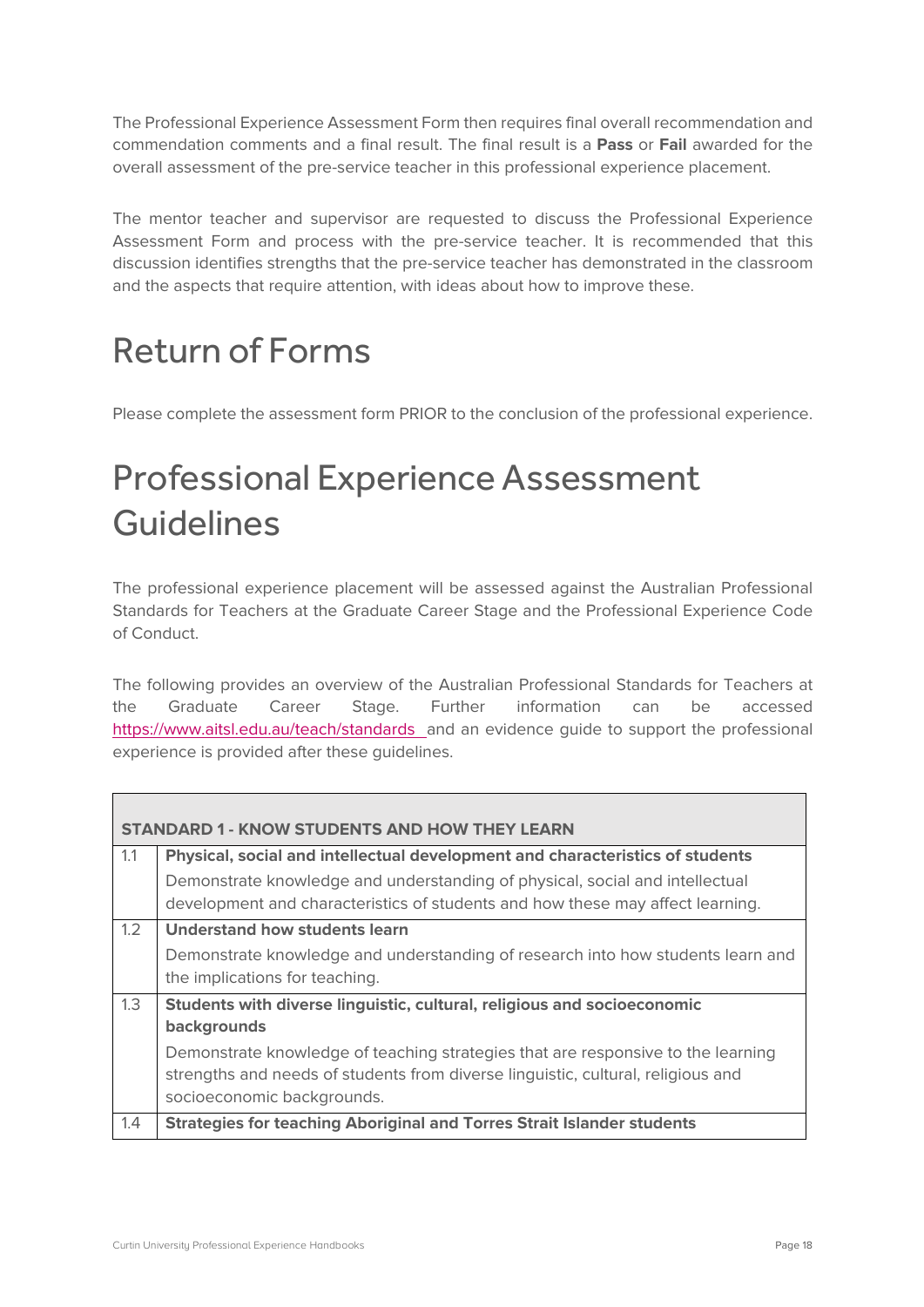The Professional Experience Assessment Form then requires final overall recommendation and commendation comments and a final result. The final result is a **Pass** or **Fail** awarded for the overall assessment of the pre-service teacher in this professional experience placement.

The mentor teacher and supervisor are requested to discuss the Professional Experience Assessment Form and process with the pre-service teacher. It is recommended that this discussion identifies strengths that the pre-service teacher has demonstrated in the classroom and the aspects that require attention, with ideas about how to improve these.

# Return of Forms

Please complete the assessment form PRIOR to the conclusion of the professional experience.

# Professional Experience Assessment Guidelines

The professional experience placement will be assessed against the Australian Professional Standards for Teachers at the Graduate Career Stage and the Professional Experience Code of Conduct.

The following provides an overview of the Australian Professional Standards for Teachers at the Graduate Career Stage. Further information can be accessed https://www.aitsl.edu.au/teach/standards and an evidence guide to support the professional experience is provided after these guidelines.

| **STANDARD 1 - KNOW STUDENTS AND HOW THEY LEARN** | |
|---|---|
| 1.1 | **Physical, social and intellectual development and characteristics of students**<br>Demonstrate knowledge and understanding of physical, social and intellectual development and characteristics of students and how these may affect learning. |
| 1.2 | **Understand how students learn**<br>Demonstrate knowledge and understanding of research into how students learn and the implications for teaching. |
| 1.3 | **Students with diverse linguistic, cultural, religious and socioeconomic backgrounds**<br>Demonstrate knowledge of teaching strategies that are responsive to the learning strengths and needs of students from diverse linguistic, cultural, religious and socioeconomic backgrounds. |
| 1.4 | **Strategies for teaching Aboriginal and Torres Strait Islander students** |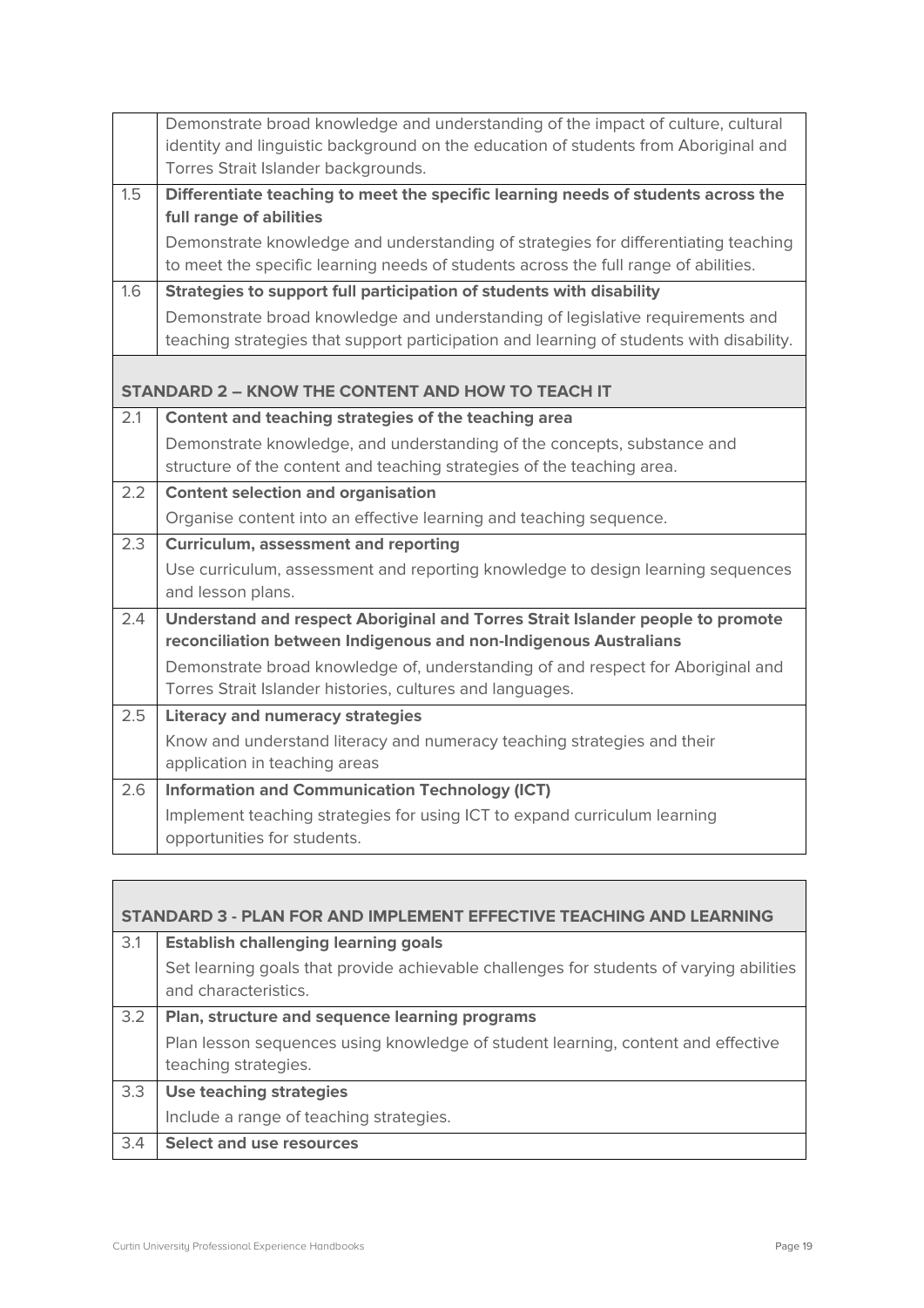| | |
|---|---|
| | Demonstrate broad knowledge and understanding of the impact of culture, cultural identity and linguistic background on the education of students from Aboriginal and Torres Strait Islander backgrounds. |
| 1.5 | **Differentiate teaching to meet the specific learning needs of students across the full range of abilities**<br>Demonstrate knowledge and understanding of strategies for differentiating teaching to meet the specific learning needs of students across the full range of abilities. |
| 1.6 | **Strategies to support full participation of students with disability**<br>Demonstrate broad knowledge and understanding of legislative requirements and teaching strategies that support participation and learning of students with disability. |
| **STANDARD 2 – KNOW THE CONTENT AND HOW TO TEACH IT** | |
| 2.1 | **Content and teaching strategies of the teaching area**<br>Demonstrate knowledge, and understanding of the concepts, substance and structure of the content and teaching strategies of the teaching area. |
| 2.2 | **Content selection and organisation**<br>Organise content into an effective learning and teaching sequence. |
| 2.3 | **Curriculum, assessment and reporting**<br>Use curriculum, assessment and reporting knowledge to design learning sequences and lesson plans. |
| 2.4 | **Understand and respect Aboriginal and Torres Strait Islander people to promote reconciliation between Indigenous and non-Indigenous Australians**<br>Demonstrate broad knowledge of, understanding of and respect for Aboriginal and Torres Strait Islander histories, cultures and languages. |
| 2.5 | **Literacy and numeracy strategies**<br>Know and understand literacy and numeracy teaching strategies and their application in teaching areas |
| 2.6 | **Information and Communication Technology (ICT)**<br>Implement teaching strategies for using ICT to expand curriculum learning opportunities for students. |

| | |
|---|---|
| **STANDARD 3 - PLAN FOR AND IMPLEMENT EFFECTIVE TEACHING AND LEARNING** | |
| 3.1 | **Establish challenging learning goals**<br>Set learning goals that provide achievable challenges for students of varying abilities and characteristics. |
| 3.2 | **Plan, structure and sequence learning programs**<br>Plan lesson sequences using knowledge of student learning, content and effective teaching strategies. |
| 3.3 | **Use teaching strategies**<br>Include a range of teaching strategies. |
| 3.4 | **Select and use resources** |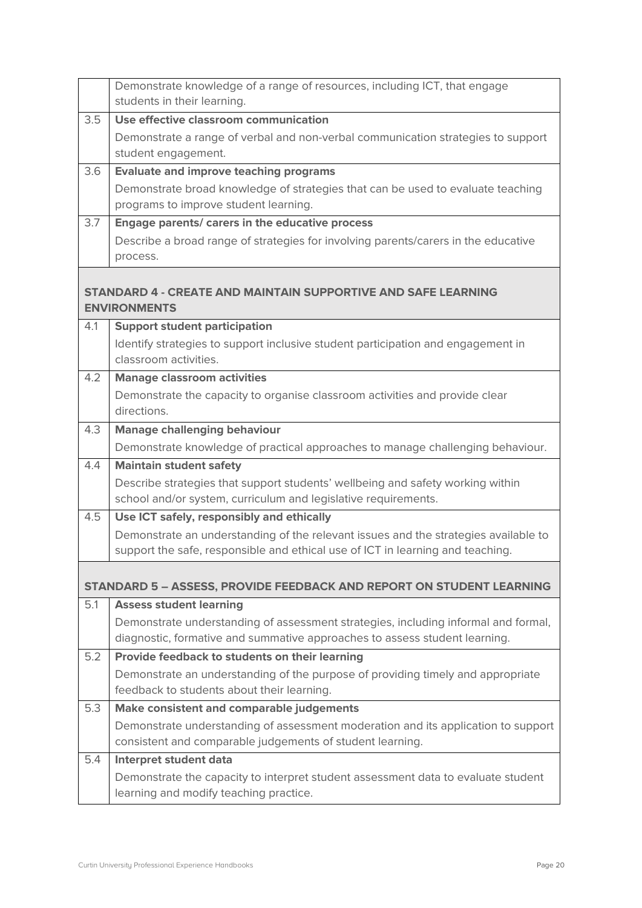| | |
|---|---|
| | Demonstrate knowledge of a range of resources, including ICT, that engage students in their learning. |
| 3.5 | **Use effective classroom communication**<br>Demonstrate a range of verbal and non-verbal communication strategies to support student engagement. |
| 3.6 | **Evaluate and improve teaching programs**<br>Demonstrate broad knowledge of strategies that can be used to evaluate teaching programs to improve student learning. |
| 3.7 | **Engage parents/ carers in the educative process**<br>Describe a broad range of strategies for involving parents/carers in the educative process. |
| | **STANDARD 4 - CREATE AND MAINTAIN SUPPORTIVE AND SAFE LEARNING ENVIRONMENTS** |
| 4.1 | **Support student participation**<br>Identify strategies to support inclusive student participation and engagement in classroom activities. |
| 4.2 | **Manage classroom activities**<br>Demonstrate the capacity to organise classroom activities and provide clear directions. |
| 4.3 | **Manage challenging behaviour**<br>Demonstrate knowledge of practical approaches to manage challenging behaviour. |
| 4.4 | **Maintain student safety**<br>Describe strategies that support students' wellbeing and safety working within school and/or system, curriculum and legislative requirements. |
| 4.5 | **Use ICT safely, responsibly and ethically**<br>Demonstrate an understanding of the relevant issues and the strategies available to support the safe, responsible and ethical use of ICT in learning and teaching. |
| | **STANDARD 5 – ASSESS, PROVIDE FEEDBACK AND REPORT ON STUDENT LEARNING** |
| 5.1 | **Assess student learning**<br>Demonstrate understanding of assessment strategies, including informal and formal, diagnostic, formative and summative approaches to assess student learning. |
| 5.2 | **Provide feedback to students on their learning**<br>Demonstrate an understanding of the purpose of providing timely and appropriate feedback to students about their learning. |
| 5.3 | **Make consistent and comparable judgements**<br>Demonstrate understanding of assessment moderation and its application to support consistent and comparable judgements of student learning. |
| 5.4 | **Interpret student data**<br>Demonstrate the capacity to interpret student assessment data to evaluate student learning and modify teaching practice. |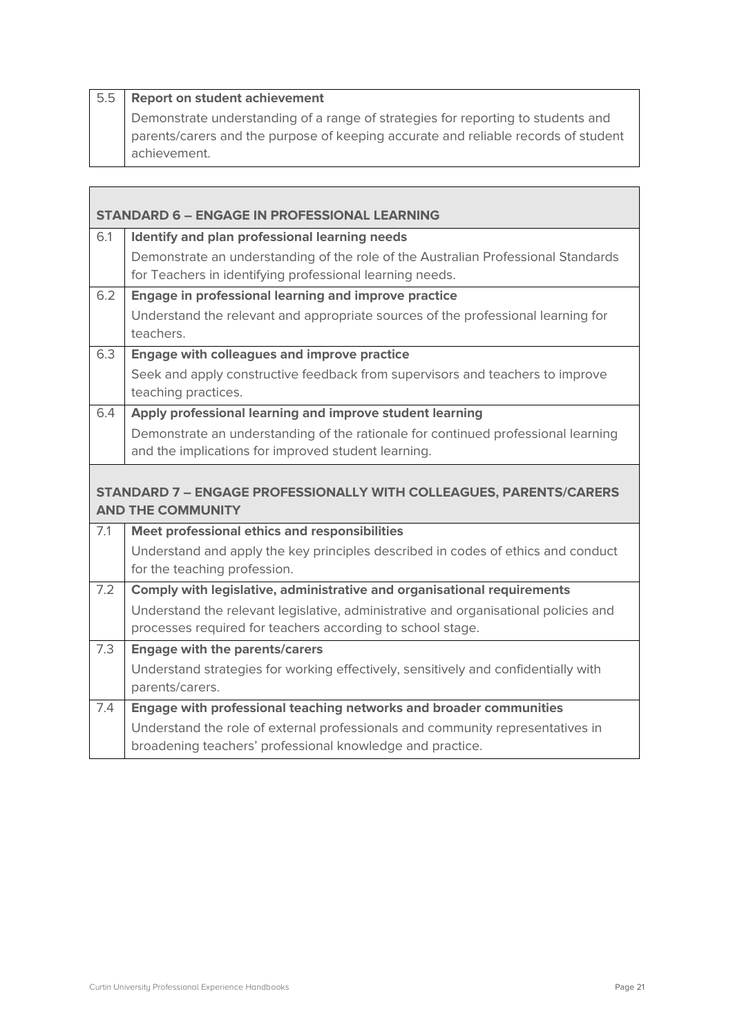| | |
|---|---|
| 5.5 | **Report on student achievement**<br>Demonstrate understanding of a range of strategies for reporting to students and parents/carers and the purpose of keeping accurate and reliable records of student achievement. |

| **STANDARD 6 – ENGAGE IN PROFESSIONAL LEARNING** | |
|---|---|
| 6.1 | **Identify and plan professional learning needs**<br>Demonstrate an understanding of the role of the Australian Professional Standards for Teachers in identifying professional learning needs. |
| 6.2 | **Engage in professional learning and improve practice**<br>Understand the relevant and appropriate sources of the professional learning for teachers. |
| 6.3 | **Engage with colleagues and improve practice**<br>Seek and apply constructive feedback from supervisors and teachers to improve teaching practices. |
| 6.4 | **Apply professional learning and improve student learning**<br>Demonstrate an understanding of the rationale for continued professional learning and the implications for improved student learning. |
| **STANDARD 7 – ENGAGE PROFESSIONALLY WITH COLLEAGUES, PARENTS/CARERS AND THE COMMUNITY** | |
| 7.1 | **Meet professional ethics and responsibilities**<br>Understand and apply the key principles described in codes of ethics and conduct for the teaching profession. |
| 7.2 | **Comply with legislative, administrative and organisational requirements**<br>Understand the relevant legislative, administrative and organisational policies and processes required for teachers according to school stage. |
| 7.3 | **Engage with the parents/carers**<br>Understand strategies for working effectively, sensitively and confidentially with parents/carers. |
| 7.4 | **Engage with professional teaching networks and broader communities**<br>Understand the role of external professionals and community representatives in broadening teachers' professional knowledge and practice. |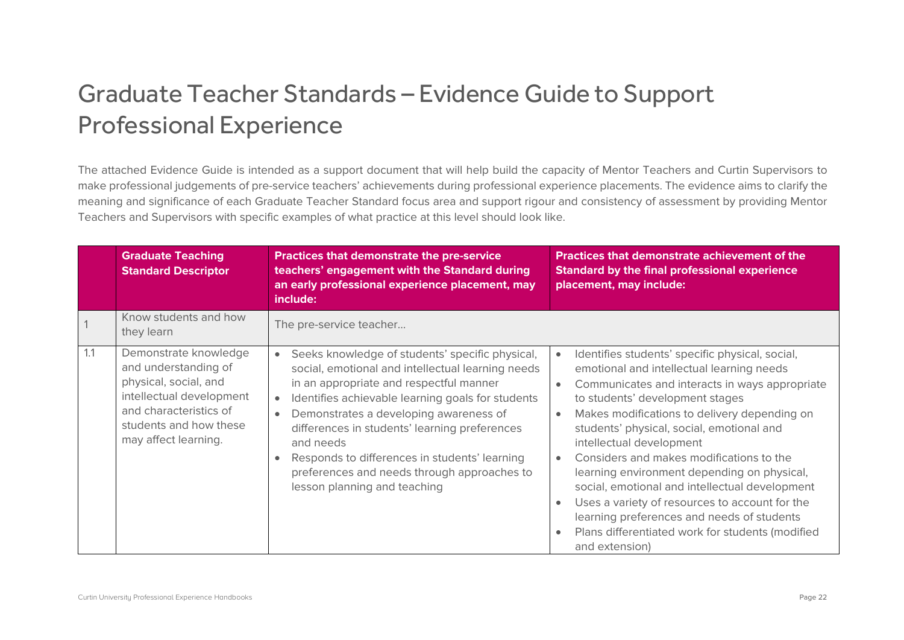# Graduate Teacher Standards – Evidence Guide to Support Professional Experience

The attached Evidence Guide is intended as a support document that will help build the capacity of Mentor Teachers and Curtin Supervisors to make professional judgements of pre-service teachers' achievements during professional experience placements. The evidence aims to clarify the meaning and significance of each Graduate Teacher Standard focus area and support rigour and consistency of assessment by providing Mentor Teachers and Supervisors with specific examples of what practice at this level should look like.

| | Graduate Teaching Standard Descriptor | Practices that demonstrate the pre-service teachers' engagement with the Standard during an early professional experience placement, may include: | Practices that demonstrate achievement of the Standard by the final professional experience placement, may include: |
|---|---|---|---|
| 1 | Know students and how they learn | The pre-service teacher… | |
| 1.1 | Demonstrate knowledge and understanding of physical, social, and intellectual development and characteristics of students and how these may affect learning. | • Seeks knowledge of students' specific physical, social, emotional and intellectual learning needs in an appropriate and respectful manner<br>• Identifies achievable learning goals for students<br>• Demonstrates a developing awareness of differences in students' learning preferences and needs<br>• Responds to differences in students' learning preferences and needs through approaches to lesson planning and teaching | • Identifies students' specific physical, social, emotional and intellectual learning needs<br>• Communicates and interacts in ways appropriate to students' development stages<br>• Makes modifications to delivery depending on students' physical, social, emotional and intellectual development<br>• Considers and makes modifications to the learning environment depending on physical, social, emotional and intellectual development<br>• Uses a variety of resources to account for the learning preferences and needs of students<br>• Plans differentiated work for students (modified and extension) |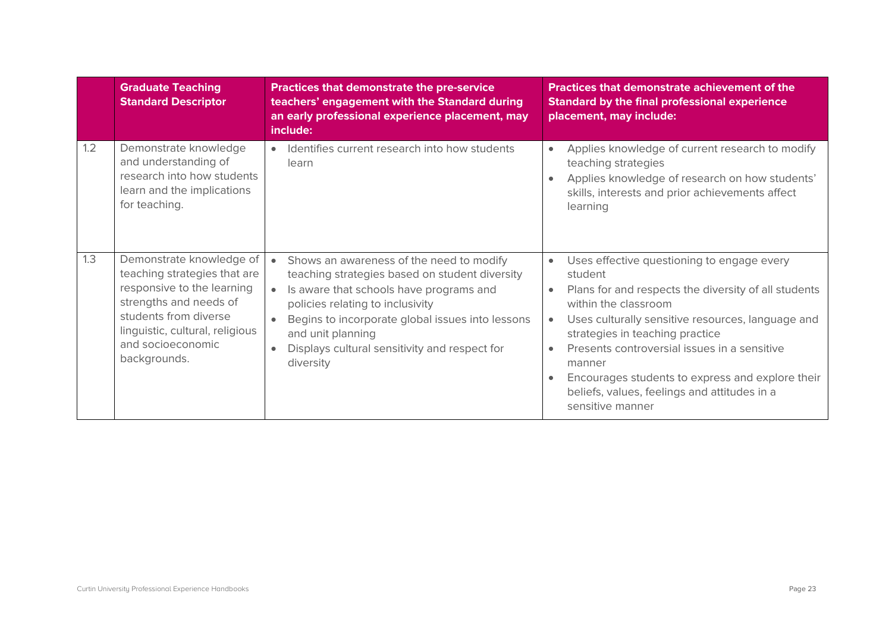| | Graduate Teaching Standard Descriptor | Practices that demonstrate the pre-service teachers' engagement with the Standard during an early professional experience placement, may include: | Practices that demonstrate achievement of the Standard by the final professional experience placement, may include: |
|---|---|---|---|
| 1.2 | Demonstrate knowledge and understanding of research into how students learn and the implications for teaching. | • Identifies current research into how students learn | • Applies knowledge of current research to modify teaching strategies<br>• Applies knowledge of research on how students' skills, interests and prior achievements affect learning |
| 1.3 | Demonstrate knowledge of teaching strategies that are responsive to the learning strengths and needs of students from diverse linguistic, cultural, religious and socioeconomic backgrounds. | • Shows an awareness of the need to modify teaching strategies based on student diversity<br>• Is aware that schools have programs and policies relating to inclusivity<br>• Begins to incorporate global issues into lessons and unit planning<br>• Displays cultural sensitivity and respect for diversity | • Uses effective questioning to engage every student<br>• Plans for and respects the diversity of all students within the classroom<br>• Uses culturally sensitive resources, language and strategies in teaching practice<br>• Presents controversial issues in a sensitive manner<br>• Encourages students to express and explore their beliefs, values, feelings and attitudes in a sensitive manner |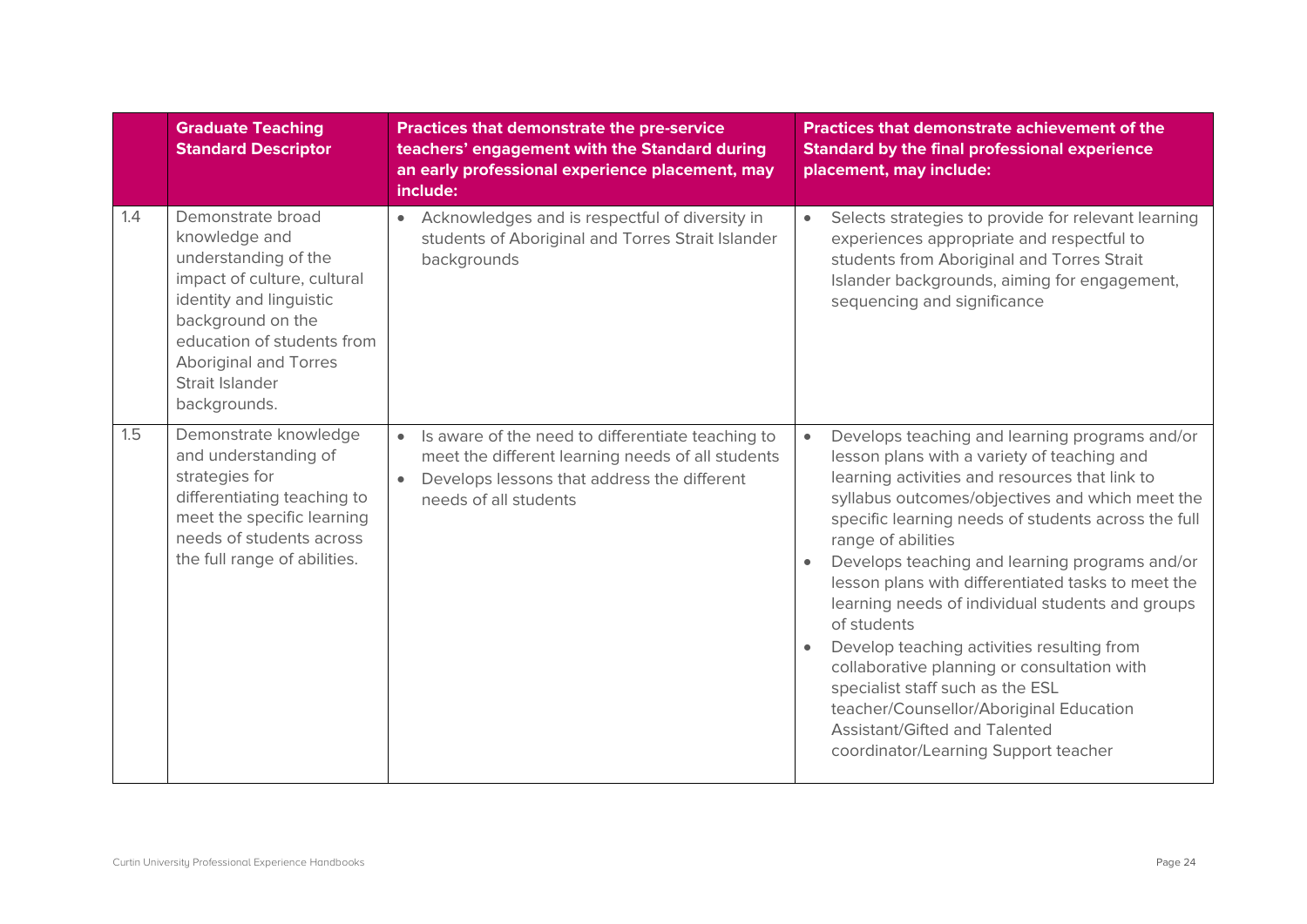| | Graduate Teaching Standard Descriptor | Practices that demonstrate the pre-service teachers' engagement with the Standard during an early professional experience placement, may include: | Practices that demonstrate achievement of the Standard by the final professional experience placement, may include: |
|---|---|---|---|
| 1.4 | Demonstrate broad knowledge and understanding of the impact of culture, cultural identity and linguistic background on the education of students from Aboriginal and Torres Strait Islander backgrounds. | • Acknowledges and is respectful of diversity in students of Aboriginal and Torres Strait Islander backgrounds | • Selects strategies to provide for relevant learning experiences appropriate and respectful to students from Aboriginal and Torres Strait Islander backgrounds, aiming for engagement, sequencing and significance |
| 1.5 | Demonstrate knowledge and understanding of strategies for differentiating teaching to meet the specific learning needs of students across the full range of abilities. | • Is aware of the need to differentiate teaching to meet the different learning needs of all students<br>• Develops lessons that address the different needs of all students | • Develops teaching and learning programs and/or lesson plans with a variety of teaching and learning activities and resources that link to syllabus outcomes/objectives and which meet the specific learning needs of students across the full range of abilities<br>• Develops teaching and learning programs and/or lesson plans with differentiated tasks to meet the learning needs of individual students and groups of students<br>• Develop teaching activities resulting from collaborative planning or consultation with specialist staff such as the ESL teacher/Counsellor/Aboriginal Education Assistant/Gifted and Talented coordinator/Learning Support teacher |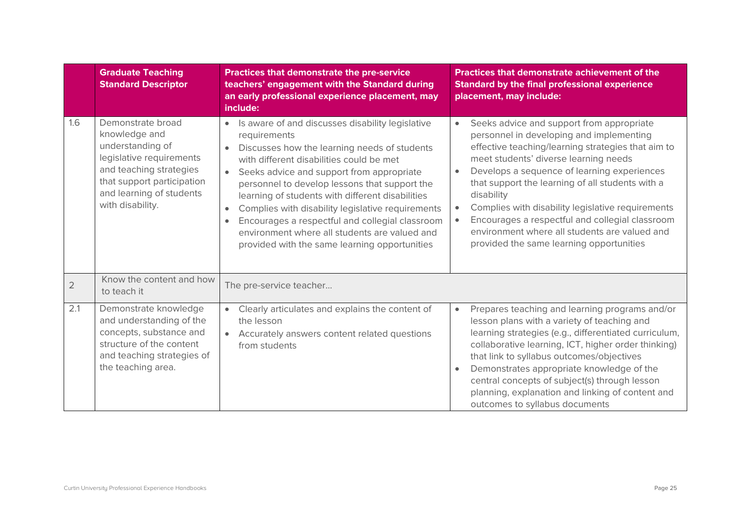| | Graduate Teaching Standard Descriptor | Practices that demonstrate the pre-service teachers' engagement with the Standard during an early professional experience placement, may include: | Practices that demonstrate achievement of the Standard by the final professional experience placement, may include: |
|---|---|---|---|
| 1.6 | Demonstrate broad knowledge and understanding of legislative requirements and teaching strategies that support participation and learning of students with disability. | • Is aware of and discusses disability legislative requirements<br>• Discusses how the learning needs of students with different disabilities could be met<br>• Seeks advice and support from appropriate personnel to develop lessons that support the learning of students with different disabilities<br>• Complies with disability legislative requirements<br>• Encourages a respectful and collegial classroom environment where all students are valued and provided with the same learning opportunities | • Seeks advice and support from appropriate personnel in developing and implementing effective teaching/learning strategies that aim to meet students' diverse learning needs<br>• Develops a sequence of learning experiences that support the learning of all students with a disability<br>• Complies with disability legislative requirements<br>• Encourages a respectful and collegial classroom environment where all students are valued and provided the same learning opportunities |
| 2 | Know the content and how to teach it | The pre-service teacher… | |
| 2.1 | Demonstrate knowledge and understanding of the concepts, substance and structure of the content and teaching strategies of the teaching area. | • Clearly articulates and explains the content of the lesson<br>• Accurately answers content related questions from students | • Prepares teaching and learning programs and/or lesson plans with a variety of teaching and learning strategies (e.g., differentiated curriculum, collaborative learning, ICT, higher order thinking) that link to syllabus outcomes/objectives<br>• Demonstrates appropriate knowledge of the central concepts of subject(s) through lesson planning, explanation and linking of content and outcomes to syllabus documents |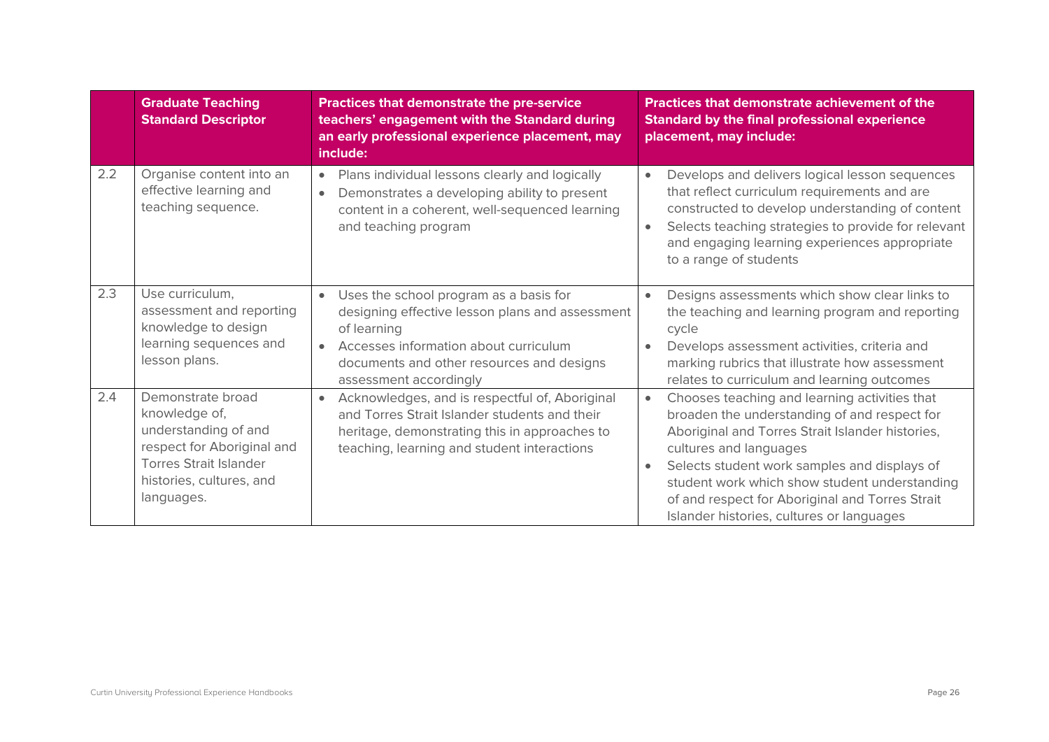| | Graduate Teaching Standard Descriptor | Practices that demonstrate the pre-service teachers' engagement with the Standard during an early professional experience placement, may include: | Practices that demonstrate achievement of the Standard by the final professional experience placement, may include: |
|---|---|---|---|
| 2.2 | Organise content into an effective learning and teaching sequence. | • Plans individual lessons clearly and logically<br>• Demonstrates a developing ability to present content in a coherent, well-sequenced learning and teaching program | • Develops and delivers logical lesson sequences that reflect curriculum requirements and are constructed to develop understanding of content<br>• Selects teaching strategies to provide for relevant and engaging learning experiences appropriate to a range of students |
| 2.3 | Use curriculum, assessment and reporting knowledge to design learning sequences and lesson plans. | • Uses the school program as a basis for designing effective lesson plans and assessment of learning<br>• Accesses information about curriculum documents and other resources and designs assessment accordingly | • Designs assessments which show clear links to the teaching and learning program and reporting cycle<br>• Develops assessment activities, criteria and marking rubrics that illustrate how assessment relates to curriculum and learning outcomes |
| 2.4 | Demonstrate broad knowledge of, understanding of and respect for Aboriginal and Torres Strait Islander histories, cultures, and languages. | • Acknowledges, and is respectful of, Aboriginal and Torres Strait Islander students and their heritage, demonstrating this in approaches to teaching, learning and student interactions | • Chooses teaching and learning activities that broaden the understanding of and respect for Aboriginal and Torres Strait Islander histories, cultures and languages<br>• Selects student work samples and displays of student work which show student understanding of and respect for Aboriginal and Torres Strait Islander histories, cultures or languages |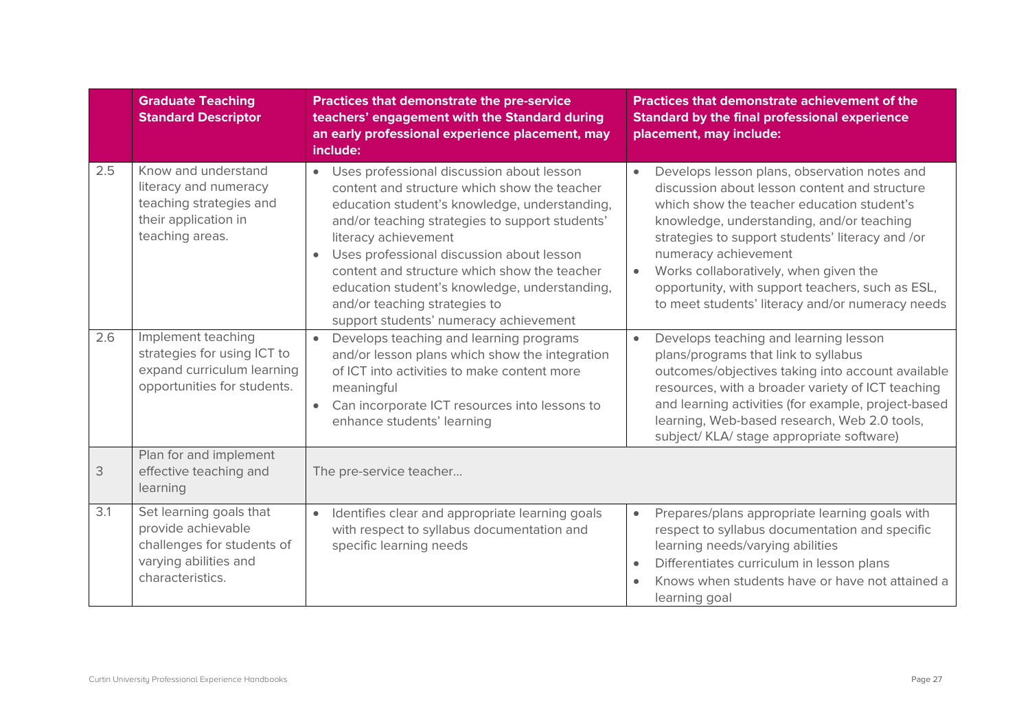| | Graduate Teaching Standard Descriptor | Practices that demonstrate the pre-service teachers' engagement with the Standard during an early professional experience placement, may include: | Practices that demonstrate achievement of the Standard by the final professional experience placement, may include: |
|---|---|---|---|
| 2.5 | Know and understand literacy and numeracy teaching strategies and their application in teaching areas. | • Uses professional discussion about lesson content and structure which show the teacher education student's knowledge, understanding, and/or teaching strategies to support students' literacy achievement<br>• Uses professional discussion about lesson content and structure which show the teacher education student's knowledge, understanding, and/or teaching strategies to support students' numeracy achievement | • Develops lesson plans, observation notes and discussion about lesson content and structure which show the teacher education student's knowledge, understanding, and/or teaching strategies to support students' literacy and /or numeracy achievement<br>• Works collaboratively, when given the opportunity, with support teachers, such as ESL, to meet students' literacy and/or numeracy needs |
| 2.6 | Implement teaching strategies for using ICT to expand curriculum learning opportunities for students. | • Develops teaching and learning programs and/or lesson plans which show the integration of ICT into activities to make content more meaningful<br>• Can incorporate ICT resources into lessons to enhance students' learning | • Develops teaching and learning lesson plans/programs that link to syllabus outcomes/objectives taking into account available resources, with a broader variety of ICT teaching and learning activities (for example, project-based learning, Web-based research, Web 2.0 tools, subject/ KLA/ stage appropriate software) |
| 3 | Plan for and implement effective teaching and learning | The pre-service teacher... | |
| 3.1 | Set learning goals that provide achievable challenges for students of varying abilities and characteristics. | • Identifies clear and appropriate learning goals with respect to syllabus documentation and specific learning needs | • Prepares/plans appropriate learning goals with respect to syllabus documentation and specific learning needs/varying abilities<br>• Differentiates curriculum in lesson plans<br>• Knows when students have or have not attained a learning goal |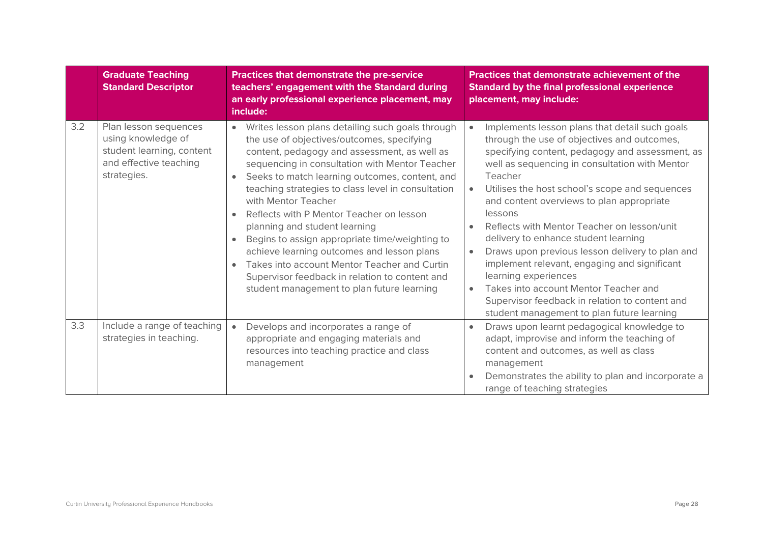| | Graduate Teaching Standard Descriptor | Practices that demonstrate the pre-service teachers' engagement with the Standard during an early professional experience placement, may include: | Practices that demonstrate achievement of the Standard by the final professional experience placement, may include: |
|---|---|---|---|
| 3.2 | Plan lesson sequences using knowledge of student learning, content and effective teaching strategies. | • Writes lesson plans detailing such goals through the use of objectives/outcomes, specifying content, pedagogy and assessment, as well as sequencing in consultation with Mentor Teacher<br>• Seeks to match learning outcomes, content, and teaching strategies to class level in consultation with Mentor Teacher<br>• Reflects with P Mentor Teacher on lesson planning and student learning<br>• Begins to assign appropriate time/weighting to achieve learning outcomes and lesson plans<br>• Takes into account Mentor Teacher and Curtin Supervisor feedback in relation to content and student management to plan future learning | • Implements lesson plans that detail such goals through the use of objectives and outcomes, specifying content, pedagogy and assessment, as well as sequencing in consultation with Mentor Teacher<br>• Utilises the host school's scope and sequences and content overviews to plan appropriate lessons<br>• Reflects with Mentor Teacher on lesson/unit delivery to enhance student learning<br>• Draws upon previous lesson delivery to plan and implement relevant, engaging and significant learning experiences<br>• Takes into account Mentor Teacher and Supervisor feedback in relation to content and student management to plan future learning |
| 3.3 | Include a range of teaching strategies in teaching. | • Develops and incorporates a range of appropriate and engaging materials and resources into teaching practice and class management | • Draws upon learnt pedagogical knowledge to adapt, improvise and inform the teaching of content and outcomes, as well as class management<br>• Demonstrates the ability to plan and incorporate a range of teaching strategies |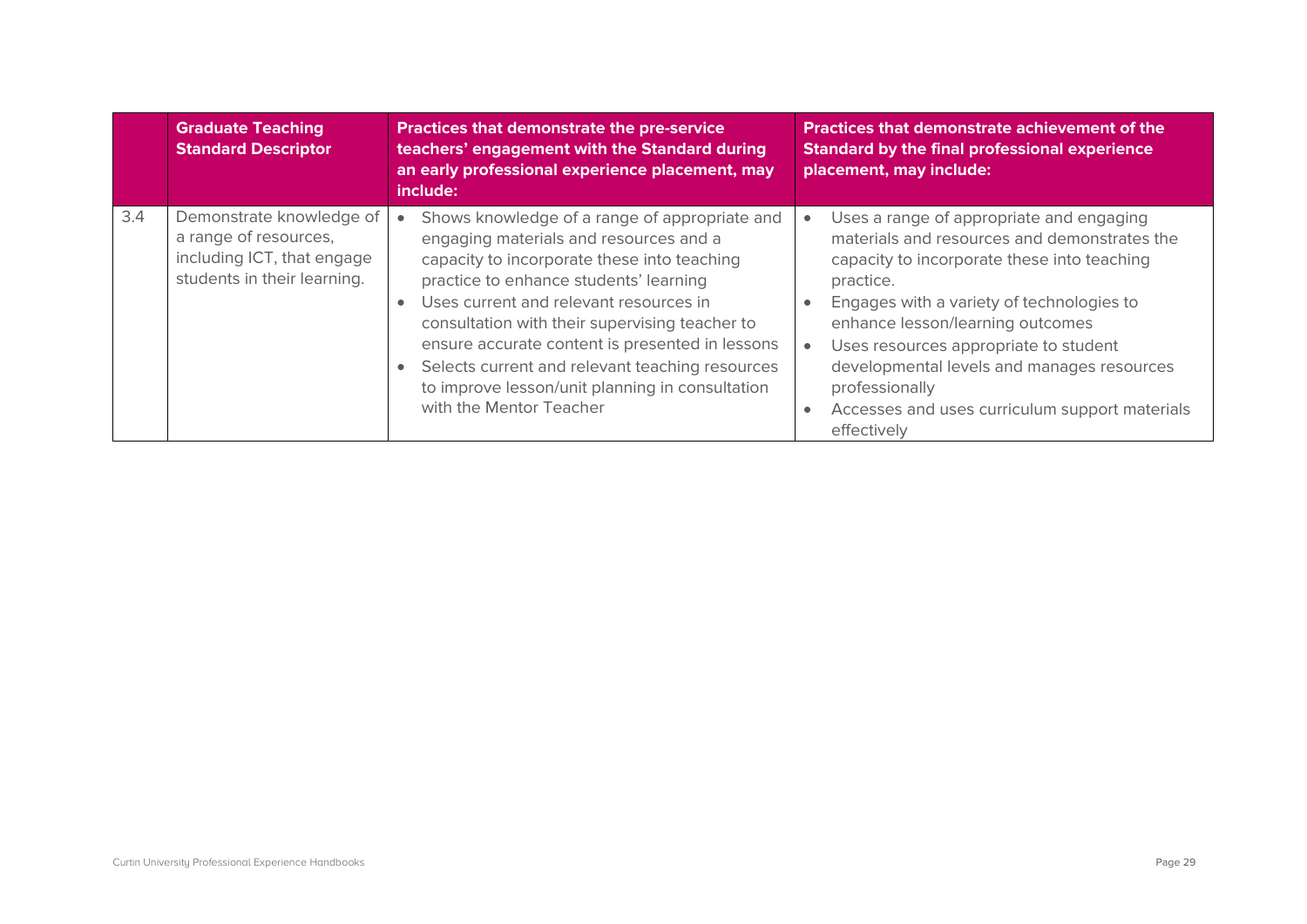| | Graduate Teaching Standard Descriptor | Practices that demonstrate the pre-service teachers' engagement with the Standard during an early professional experience placement, may include: | Practices that demonstrate achievement of the Standard by the final professional experience placement, may include: |
|---|---|---|---|
| 3.4 | Demonstrate knowledge of a range of resources, including ICT, that engage students in their learning. | • Shows knowledge of a range of appropriate and engaging materials and resources and a capacity to incorporate these into teaching practice to enhance students' learning<br>• Uses current and relevant resources in consultation with their supervising teacher to ensure accurate content is presented in lessons<br>• Selects current and relevant teaching resources to improve lesson/unit planning in consultation with the Mentor Teacher | • Uses a range of appropriate and engaging materials and resources and demonstrates the capacity to incorporate these into teaching practice.<br>• Engages with a variety of technologies to enhance lesson/learning outcomes<br>• Uses resources appropriate to student developmental levels and manages resources professionally<br>• Accesses and uses curriculum support materials effectively |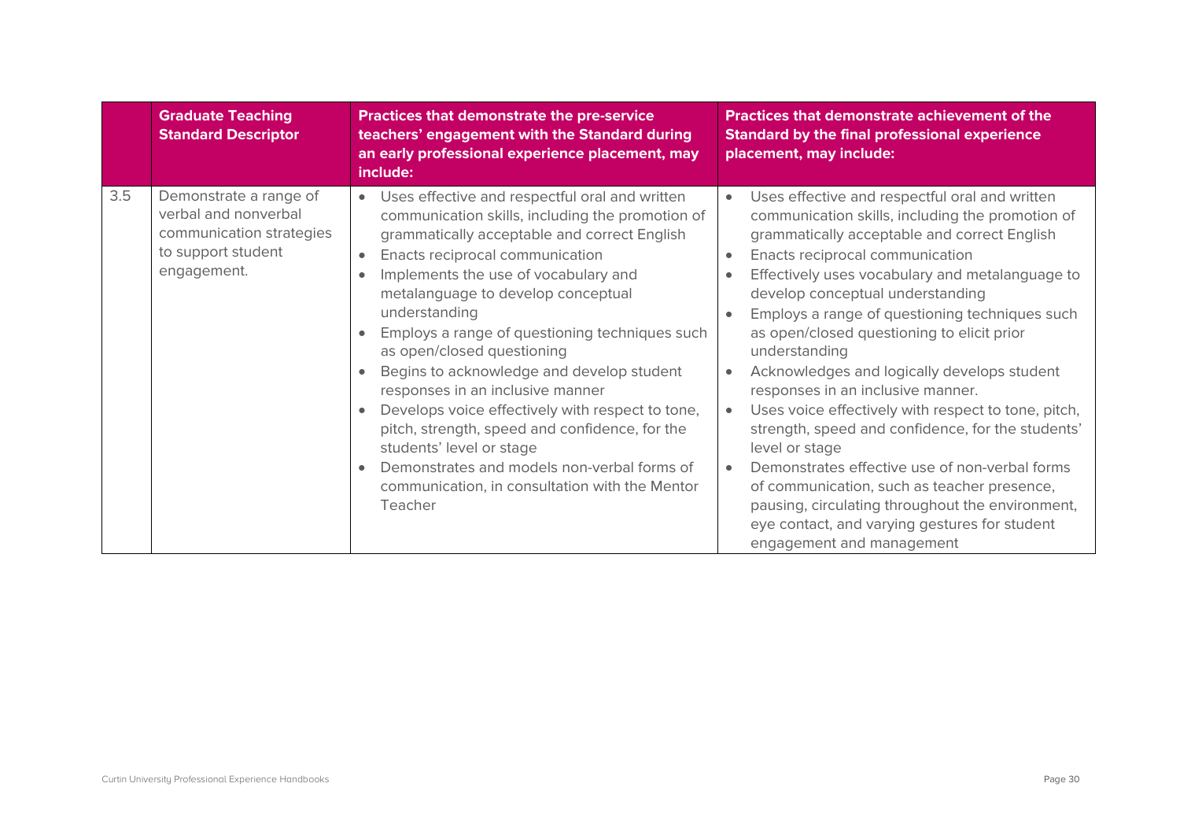| | Graduate Teaching Standard Descriptor | Practices that demonstrate the pre-service teachers' engagement with the Standard during an early professional experience placement, may include: | Practices that demonstrate achievement of the Standard by the final professional experience placement, may include: |
|---|---|---|---|
| 3.5 | Demonstrate a range of verbal and nonverbal communication strategies to support student engagement. | • Uses effective and respectful oral and written communication skills, including the promotion of grammatically acceptable and correct English<br>• Enacts reciprocal communication<br>• Implements the use of vocabulary and metalanguage to develop conceptual understanding<br>• Employs a range of questioning techniques such as open/closed questioning<br>• Begins to acknowledge and develop student responses in an inclusive manner<br>• Develops voice effectively with respect to tone, pitch, strength, speed and confidence, for the students' level or stage<br>• Demonstrates and models non-verbal forms of communication, in consultation with the Mentor Teacher | • Uses effective and respectful oral and written communication skills, including the promotion of grammatically acceptable and correct English<br>• Enacts reciprocal communication<br>• Effectively uses vocabulary and metalanguage to develop conceptual understanding<br>• Employs a range of questioning techniques such as open/closed questioning to elicit prior understanding<br>• Acknowledges and logically develops student responses in an inclusive manner.<br>• Uses voice effectively with respect to tone, pitch, strength, speed and confidence, for the students' level or stage<br>• Demonstrates effective use of non-verbal forms of communication, such as teacher presence, pausing, circulating throughout the environment, eye contact, and varying gestures for student engagement and management |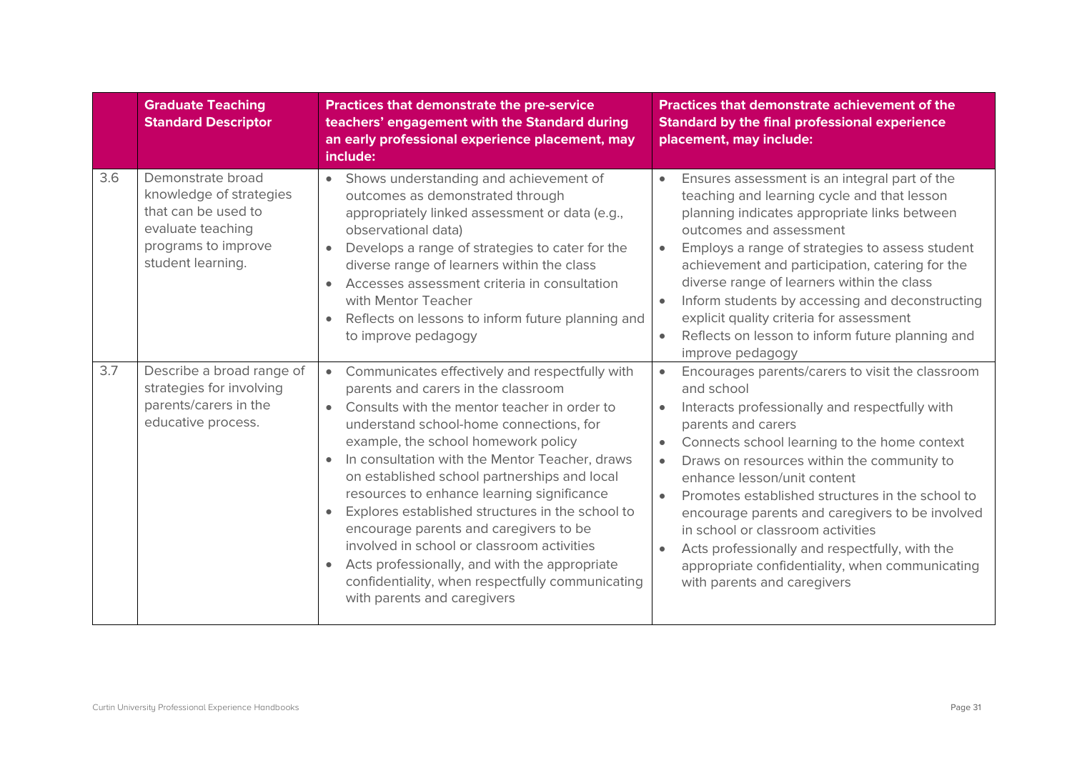| | Graduate Teaching Standard Descriptor | Practices that demonstrate the pre-service teachers' engagement with the Standard during an early professional experience placement, may include: | Practices that demonstrate achievement of the Standard by the final professional experience placement, may include: |
|---|---|---|---|
| 3.6 | Demonstrate broad knowledge of strategies that can be used to evaluate teaching programs to improve student learning. | • Shows understanding and achievement of outcomes as demonstrated through appropriately linked assessment or data (e.g., observational data)<br>• Develops a range of strategies to cater for the diverse range of learners within the class<br>• Accesses assessment criteria in consultation with Mentor Teacher<br>• Reflects on lessons to inform future planning and to improve pedagogy | • Ensures assessment is an integral part of the teaching and learning cycle and that lesson planning indicates appropriate links between outcomes and assessment<br>• Employs a range of strategies to assess student achievement and participation, catering for the diverse range of learners within the class<br>• Inform students by accessing and deconstructing explicit quality criteria for assessment<br>• Reflects on lesson to inform future planning and improve pedagogy |
| 3.7 | Describe a broad range of strategies for involving parents/carers in the educative process. | • Communicates effectively and respectfully with parents and carers in the classroom<br>• Consults with the mentor teacher in order to understand school-home connections, for example, the school homework policy<br>• In consultation with the Mentor Teacher, draws on established school partnerships and local resources to enhance learning significance<br>• Explores established structures in the school to encourage parents and caregivers to be involved in school or classroom activities<br>• Acts professionally, and with the appropriate confidentiality, when respectfully communicating with parents and caregivers | • Encourages parents/carers to visit the classroom and school<br>• Interacts professionally and respectfully with parents and carers<br>• Connects school learning to the home context<br>• Draws on resources within the community to enhance lesson/unit content<br>• Promotes established structures in the school to encourage parents and caregivers to be involved in school or classroom activities<br>• Acts professionally and respectfully, with the appropriate confidentiality, when communicating with parents and caregivers |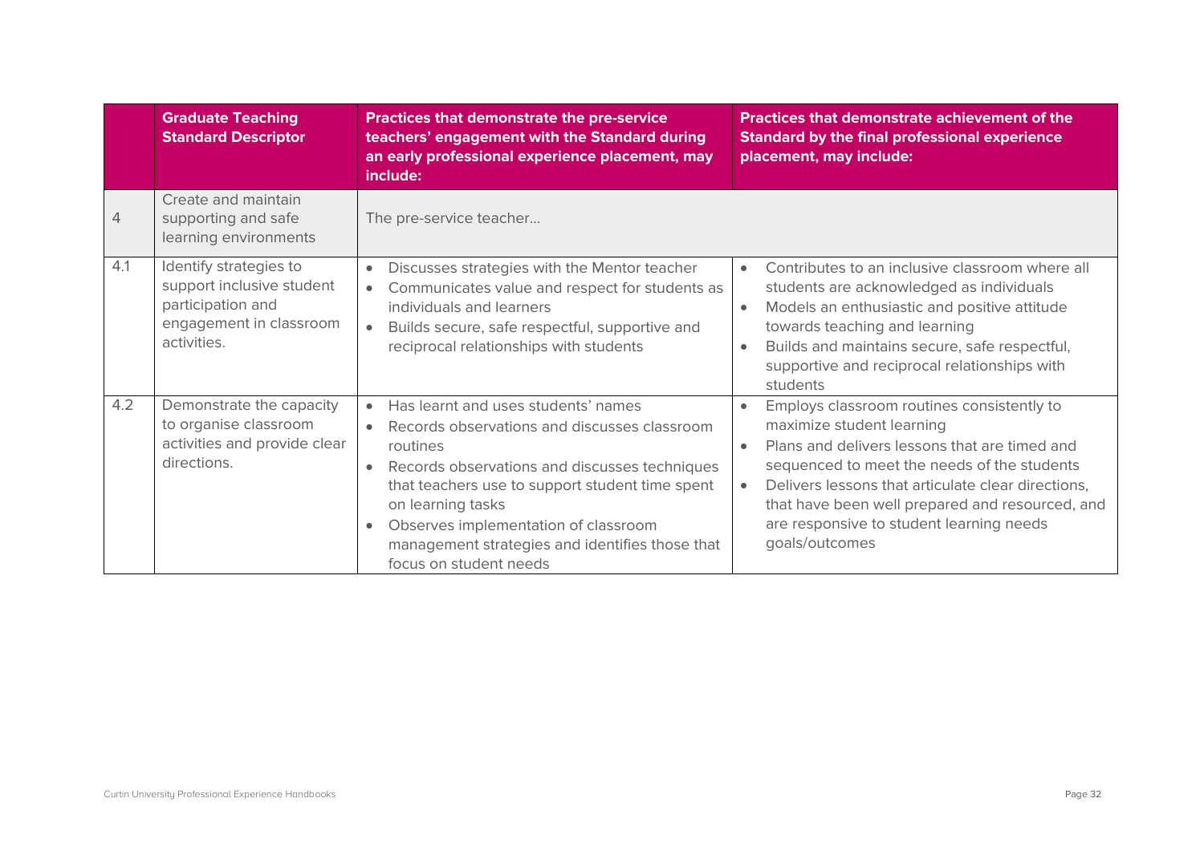| | Graduate Teaching Standard Descriptor | Practices that demonstrate the pre-service teachers' engagement with the Standard during an early professional experience placement, may include: | Practices that demonstrate achievement of the Standard by the final professional experience placement, may include: |
|---|---|---|---|
| 4 | Create and maintain supporting and safe learning environments | The pre-service teacher… | |
| 4.1 | Identify strategies to support inclusive student participation and engagement in classroom activities. | • Discusses strategies with the Mentor teacher<br>• Communicates value and respect for students as individuals and learners<br>• Builds secure, safe respectful, supportive and reciprocal relationships with students | • Contributes to an inclusive classroom where all students are acknowledged as individuals<br>• Models an enthusiastic and positive attitude towards teaching and learning<br>• Builds and maintains secure, safe respectful, supportive and reciprocal relationships with students |
| 4.2 | Demonstrate the capacity to organise classroom activities and provide clear directions. | • Has learnt and uses students' names<br>• Records observations and discusses classroom routines<br>• Records observations and discusses techniques that teachers use to support student time spent on learning tasks<br>• Observes implementation of classroom management strategies and identifies those that focus on student needs | • Employs classroom routines consistently to maximize student learning<br>• Plans and delivers lessons that are timed and sequenced to meet the needs of the students<br>• Delivers lessons that articulate clear directions, that have been well prepared and resourced, and are responsive to student learning needs goals/outcomes |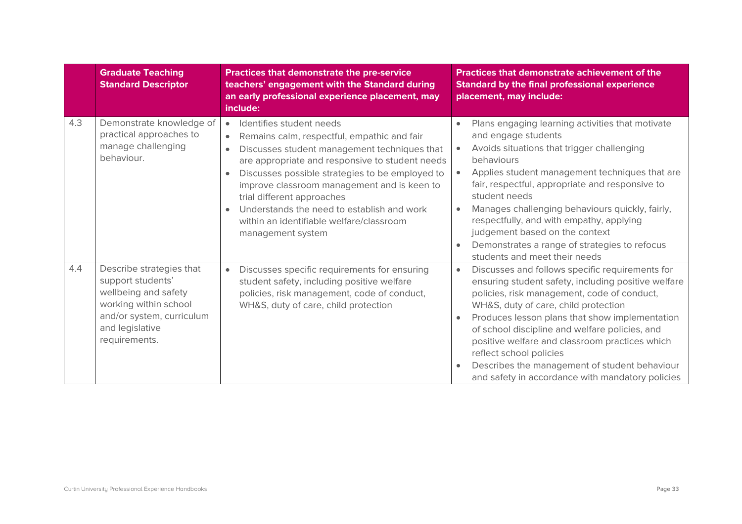| | Graduate Teaching Standard Descriptor | Practices that demonstrate the pre-service teachers' engagement with the Standard during an early professional experience placement, may include: | Practices that demonstrate achievement of the Standard by the final professional experience placement, may include: |
|---|---|---|---|
| 4.3 | Demonstrate knowledge of practical approaches to manage challenging behaviour. | • Identifies student needs<br>• Remains calm, respectful, empathic and fair<br>• Discusses student management techniques that are appropriate and responsive to student needs<br>• Discusses possible strategies to be employed to improve classroom management and is keen to trial different approaches<br>• Understands the need to establish and work within an identifiable welfare/classroom management system | • Plans engaging learning activities that motivate and engage students<br>• Avoids situations that trigger challenging behaviours<br>• Applies student management techniques that are fair, respectful, appropriate and responsive to student needs<br>• Manages challenging behaviours quickly, fairly, respectfully, and with empathy, applying judgement based on the context<br>• Demonstrates a range of strategies to refocus students and meet their needs |
| 4.4 | Describe strategies that support students' wellbeing and safety working within school and/or system, curriculum and legislative requirements. | • Discusses specific requirements for ensuring student safety, including positive welfare policies, risk management, code of conduct, WH&S, duty of care, child protection | • Discusses and follows specific requirements for ensuring student safety, including positive welfare policies, risk management, code of conduct, WH&S, duty of care, child protection<br>• Produces lesson plans that show implementation of school discipline and welfare policies, and positive welfare and classroom practices which reflect school policies<br>• Describes the management of student behaviour and safety in accordance with mandatory policies |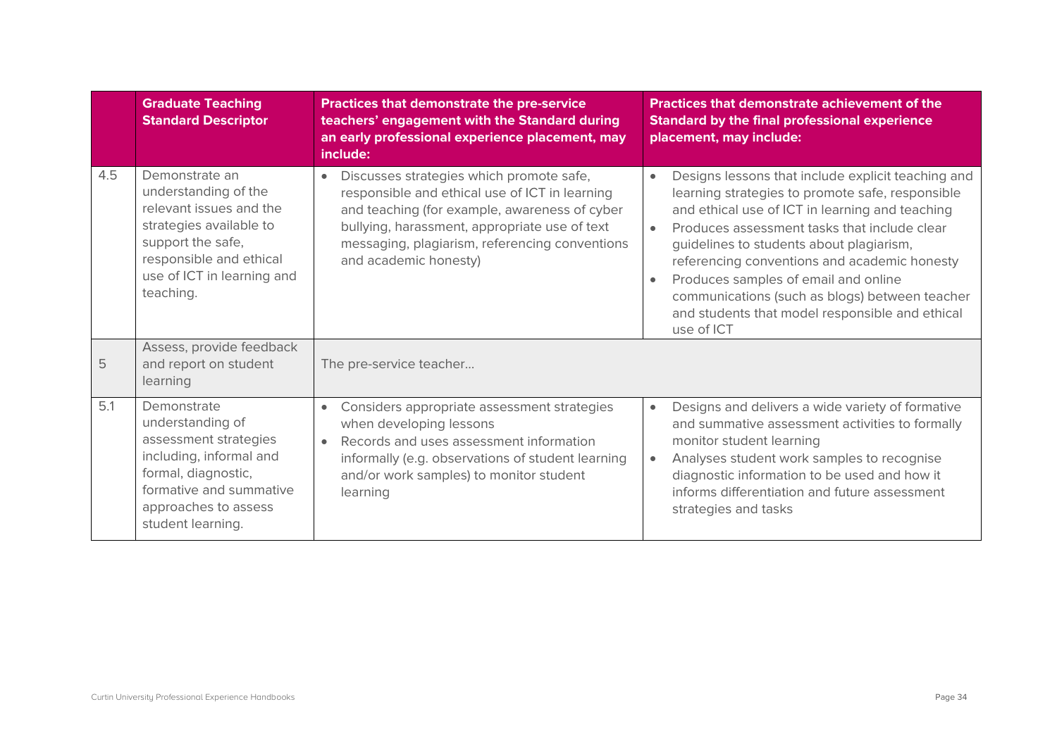| | Graduate Teaching Standard Descriptor | Practices that demonstrate the pre-service teachers' engagement with the Standard during an early professional experience placement, may include: | Practices that demonstrate achievement of the Standard by the final professional experience placement, may include: |
|---|---|---|---|
| 4.5 | Demonstrate an understanding of the relevant issues and the strategies available to support the safe, responsible and ethical use of ICT in learning and teaching. | • Discusses strategies which promote safe, responsible and ethical use of ICT in learning and teaching (for example, awareness of cyber bullying, harassment, appropriate use of text messaging, plagiarism, referencing conventions and academic honesty) | • Designs lessons that include explicit teaching and learning strategies to promote safe, responsible and ethical use of ICT in learning and teaching<br>• Produces assessment tasks that include clear guidelines to students about plagiarism, referencing conventions and academic honesty<br>• Produces samples of email and online communications (such as blogs) between teacher and students that model responsible and ethical use of ICT |
| 5 | Assess, provide feedback and report on student learning | The pre-service teacher… | |
| 5.1 | Demonstrate understanding of assessment strategies including, informal and formal, diagnostic, formative and summative approaches to assess student learning. | • Considers appropriate assessment strategies when developing lessons<br>• Records and uses assessment information informally (e.g. observations of student learning and/or work samples) to monitor student learning | • Designs and delivers a wide variety of formative and summative assessment activities to formally monitor student learning<br>• Analyses student work samples to recognise diagnostic information to be used and how it informs differentiation and future assessment strategies and tasks |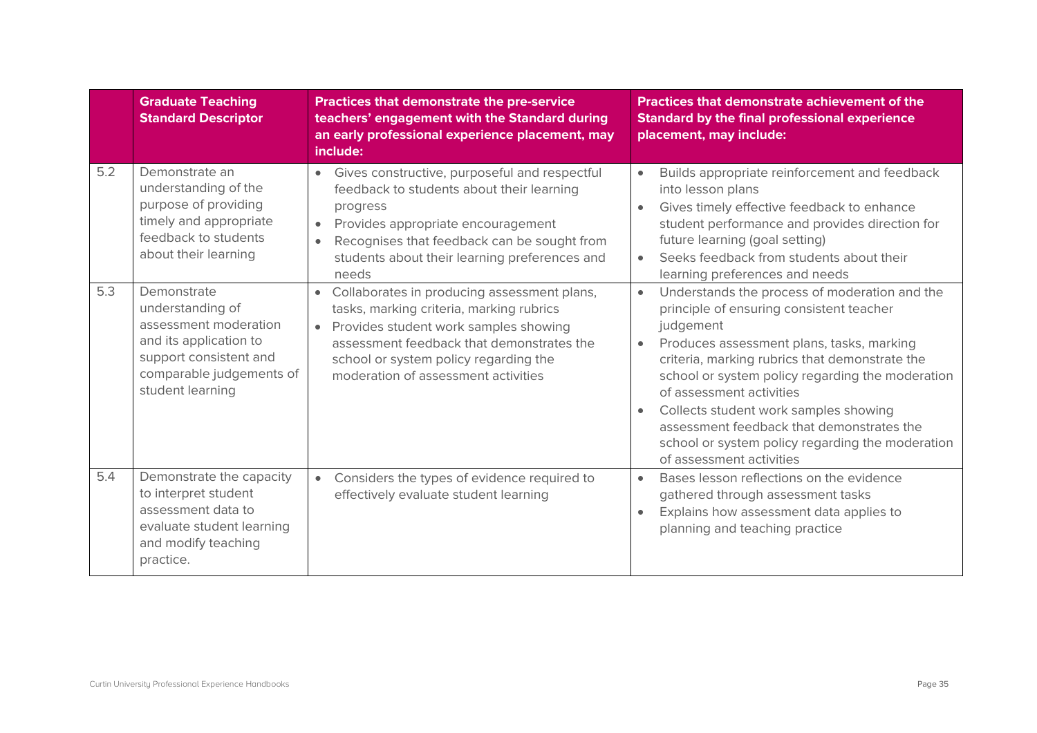| | Graduate Teaching Standard Descriptor | Practices that demonstrate the pre-service teachers' engagement with the Standard during an early professional experience placement, may include: | Practices that demonstrate achievement of the Standard by the final professional experience placement, may include: |
|---|---|---|---|
| 5.2 | Demonstrate an understanding of the purpose of providing timely and appropriate feedback to students about their learning | • Gives constructive, purposeful and respectful feedback to students about their learning progress<br>• Provides appropriate encouragement<br>• Recognises that feedback can be sought from students about their learning preferences and needs | • Builds appropriate reinforcement and feedback into lesson plans<br>• Gives timely effective feedback to enhance student performance and provides direction for future learning (goal setting)<br>• Seeks feedback from students about their learning preferences and needs |
| 5.3 | Demonstrate understanding of assessment moderation and its application to support consistent and comparable judgements of student learning | • Collaborates in producing assessment plans, tasks, marking criteria, marking rubrics<br>• Provides student work samples showing assessment feedback that demonstrates the school or system policy regarding the moderation of assessment activities | • Understands the process of moderation and the principle of ensuring consistent teacher judgement<br>• Produces assessment plans, tasks, marking criteria, marking rubrics that demonstrate the school or system policy regarding the moderation of assessment activities<br>• Collects student work samples showing assessment feedback that demonstrates the school or system policy regarding the moderation of assessment activities |
| 5.4 | Demonstrate the capacity to interpret student assessment data to evaluate student learning and modify teaching practice. | • Considers the types of evidence required to effectively evaluate student learning | • Bases lesson reflections on the evidence gathered through assessment tasks<br>• Explains how assessment data applies to planning and teaching practice |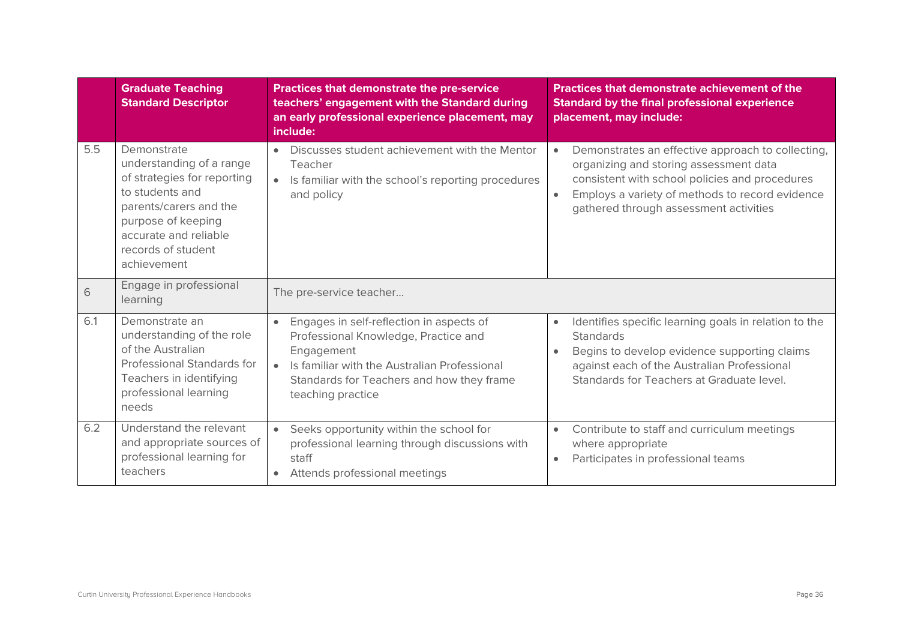| | Graduate Teaching Standard Descriptor | Practices that demonstrate the pre-service teachers' engagement with the Standard during an early professional experience placement, may include: | Practices that demonstrate achievement of the Standard by the final professional experience placement, may include: |
|---|---|---|---|
| 5.5 | Demonstrate understanding of a range of strategies for reporting to students and parents/carers and the purpose of keeping accurate and reliable records of student achievement | • Discusses student achievement with the Mentor Teacher<br>• Is familiar with the school's reporting procedures and policy | • Demonstrates an effective approach to collecting, organizing and storing assessment data consistent with school policies and procedures<br>• Employs a variety of methods to record evidence gathered through assessment activities |
| 6 | Engage in professional learning | The pre-service teacher… | |
| 6.1 | Demonstrate an understanding of the role of the Australian Professional Standards for Teachers in identifying professional learning needs | • Engages in self-reflection in aspects of Professional Knowledge, Practice and Engagement<br>• Is familiar with the Australian Professional Standards for Teachers and how they frame teaching practice | • Identifies specific learning goals in relation to the Standards<br>• Begins to develop evidence supporting claims against each of the Australian Professional Standards for Teachers at Graduate level. |
| 6.2 | Understand the relevant and appropriate sources of professional learning for teachers | • Seeks opportunity within the school for professional learning through discussions with staff<br>• Attends professional meetings | • Contribute to staff and curriculum meetings where appropriate<br>• Participates in professional teams |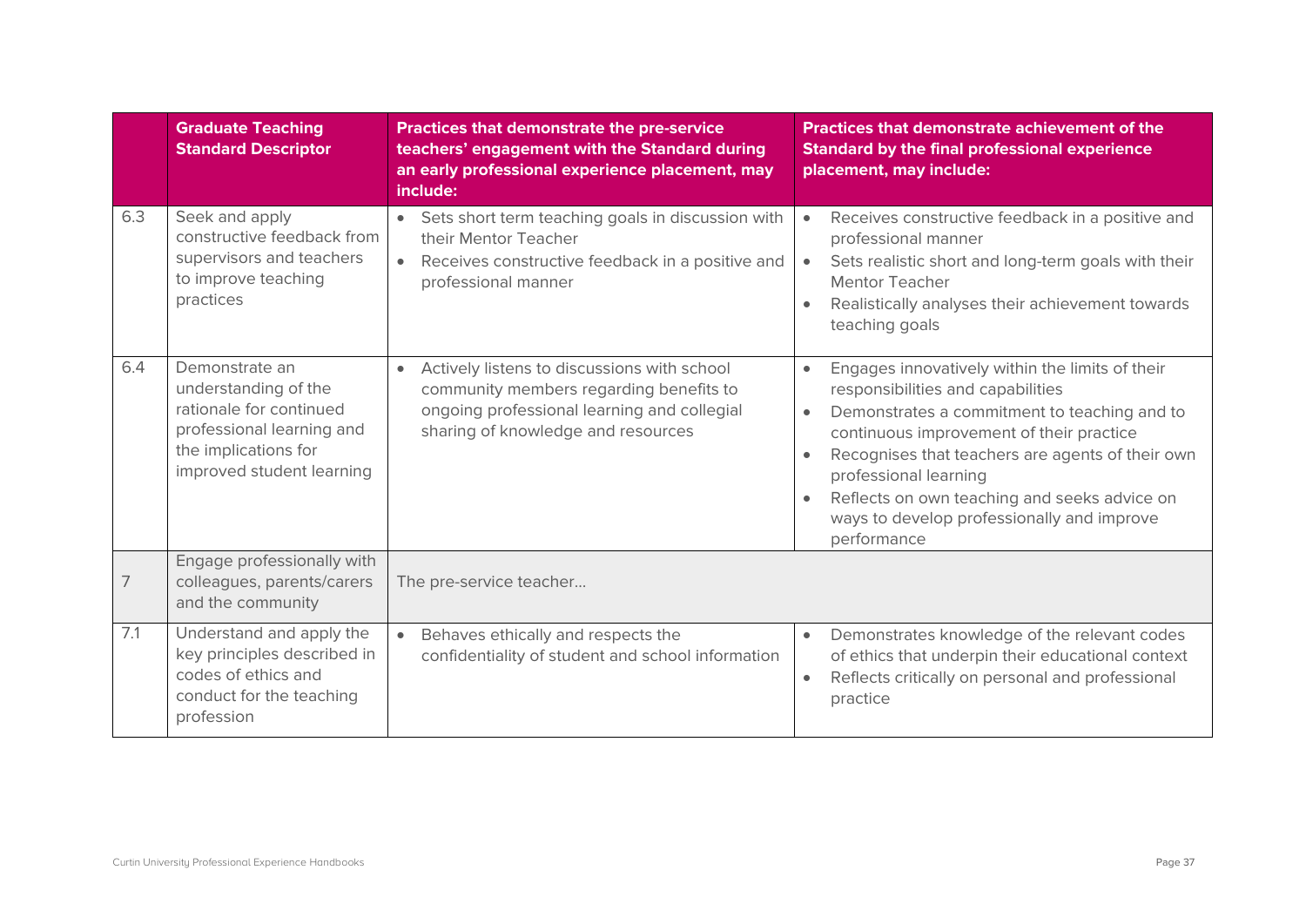| | Graduate Teaching Standard Descriptor | Practices that demonstrate the pre-service teachers' engagement with the Standard during an early professional experience placement, may include: | Practices that demonstrate achievement of the Standard by the final professional experience placement, may include: |
|---|---|---|---|
| 6.3 | Seek and apply constructive feedback from supervisors and teachers to improve teaching practices | • Sets short term teaching goals in discussion with their Mentor Teacher<br>• Receives constructive feedback in a positive and professional manner | • Receives constructive feedback in a positive and professional manner<br>• Sets realistic short and long-term goals with their Mentor Teacher<br>• Realistically analyses their achievement towards teaching goals |
| 6.4 | Demonstrate an understanding of the rationale for continued professional learning and the implications for improved student learning | • Actively listens to discussions with school community members regarding benefits to ongoing professional learning and collegial sharing of knowledge and resources | • Engages innovatively within the limits of their responsibilities and capabilities<br>• Demonstrates a commitment to teaching and to continuous improvement of their practice<br>• Recognises that teachers are agents of their own professional learning<br>• Reflects on own teaching and seeks advice on ways to develop professionally and improve performance |
| 7 | Engage professionally with colleagues, parents/carers and the community | The pre-service teacher… | |
| 7.1 | Understand and apply the key principles described in codes of ethics and conduct for the teaching profession | • Behaves ethically and respects the confidentiality of student and school information | • Demonstrates knowledge of the relevant codes of ethics that underpin their educational context<br>• Reflects critically on personal and professional practice |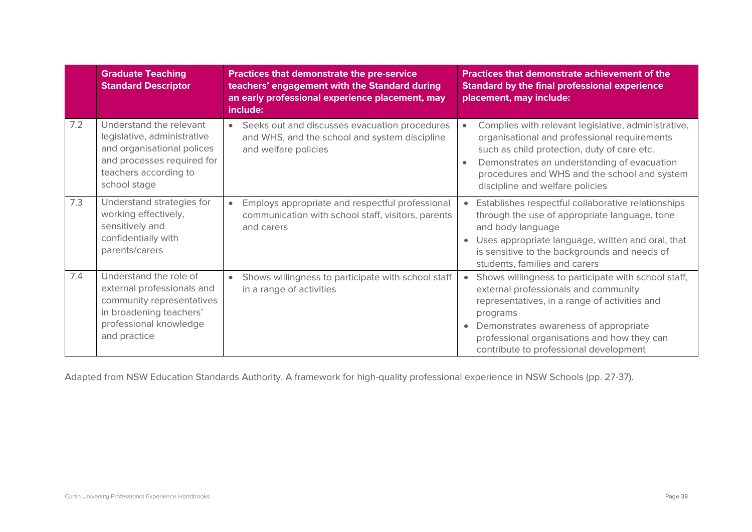| | Graduate Teaching Standard Descriptor | Practices that demonstrate the pre-service teachers' engagement with the Standard during an early professional experience placement, may include: | Practices that demonstrate achievement of the Standard by the final professional experience placement, may include: |
|---|---|---|---|
| 7.2 | Understand the relevant legislative, administrative and organisational polices and processes required for teachers according to school stage | • Seeks out and discusses evacuation procedures and WHS, and the school and system discipline and welfare policies | • Complies with relevant legislative, administrative, organisational and professional requirements such as child protection, duty of care etc.<br>• Demonstrates an understanding of evacuation procedures and WHS and the school and system discipline and welfare policies |
| 7.3 | Understand strategies for working effectively, sensitively and confidentially with parents/carers | • Employs appropriate and respectful professional communication with school staff, visitors, parents and carers | • Establishes respectful collaborative relationships through the use of appropriate language, tone and body language<br>• Uses appropriate language, written and oral, that is sensitive to the backgrounds and needs of students, families and carers |
| 7.4 | Understand the role of external professionals and community representatives in broadening teachers' professional knowledge and practice | • Shows willingness to participate with school staff in a range of activities | • Shows willingness to participate with school staff, external professionals and community representatives, in a range of activities and programs<br>• Demonstrates awareness of appropriate professional organisations and how they can contribute to professional development |

Adapted from NSW Education Standards Authority. A framework for high-quality professional experience in NSW Schools (pp. 27-37).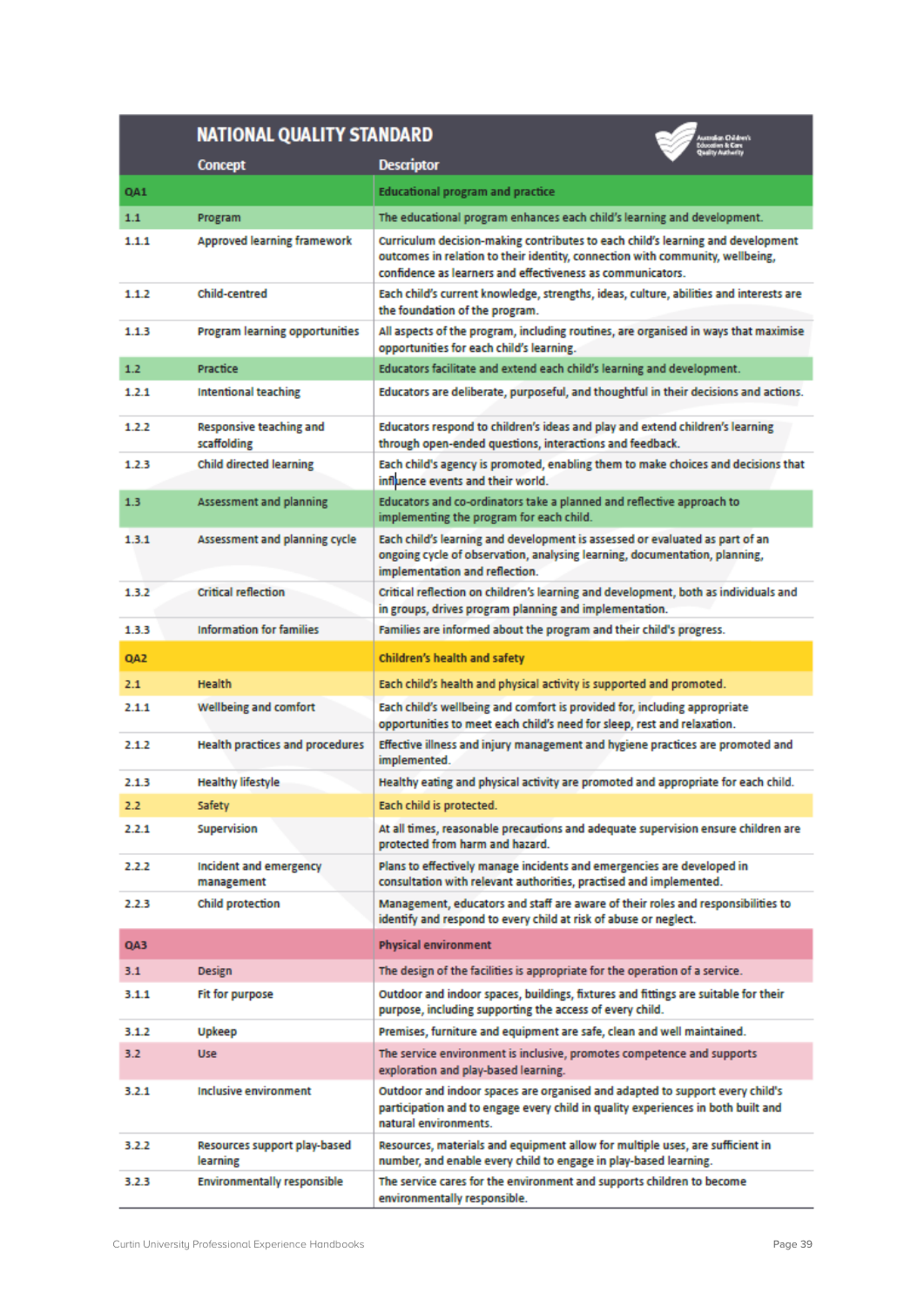| NATIONAL QUALITY STANDARD | | |
|---|---|---|
| | Concept | Descriptor |
| QA1 | | Educational program and practice |
| 1.1 | Program | The educational program enhances each child's learning and development. |
| 1.1.1 | Approved learning framework | Curriculum decision-making contributes to each child's learning and development outcomes in relation to their identity, connection with community, wellbeing, confidence as learners and effectiveness as communicators. |
| 1.1.2 | Child-centred | Each child's current knowledge, strengths, ideas, culture, abilities and interests are the foundation of the program. |
| 1.1.3 | Program learning opportunities | All aspects of the program, including routines, are organised in ways that maximise opportunities for each child's learning. |
| 1.2 | Practice | Educators facilitate and extend each child's learning and development. |
| 1.2.1 | Intentional teaching | Educators are deliberate, purposeful, and thoughtful in their decisions and actions. |
| 1.2.2 | Responsive teaching and scaffolding | Educators respond to children's ideas and play and extend children's learning through open-ended questions, interactions and feedback. |
| 1.2.3 | Child directed learning | Each child's agency is promoted, enabling them to make choices and decisions that influence events and their world. |
| 1.3 | Assessment and planning | Educators and co-ordinators take a planned and reflective approach to implementing the program for each child. |
| 1.3.1 | Assessment and planning cycle | Each child's learning and development is assessed or evaluated as part of an ongoing cycle of observation, analysing learning, documentation, planning, implementation and reflection. |
| 1.3.2 | Critical reflection | Critical reflection on children's learning and development, both as individuals and in groups, drives program planning and implementation. |
| 1.3.3 | Information for families | Families are informed about the program and their child's progress. |
| QA2 | | Children's health and safety |
| 2.1 | Health | Each child's health and physical activity is supported and promoted. |
| 2.1.1 | Wellbeing and comfort | Each child's wellbeing and comfort is provided for, including appropriate opportunities to meet each child's need for sleep, rest and relaxation. |
| 2.1.2 | Health practices and procedures | Effective illness and injury management and hygiene practices are promoted and implemented. |
| 2.1.3 | Healthy lifestyle | Healthy eating and physical activity are promoted and appropriate for each child. |
| 2.2 | Safety | Each child is protected. |
| 2.2.1 | Supervision | At all times, reasonable precautions and adequate supervision ensure children are protected from harm and hazard. |
| 2.2.2 | Incident and emergency management | Plans to effectively manage incidents and emergencies are developed in consultation with relevant authorities, practised and implemented. |
| 2.2.3 | Child protection | Management, educators and staff are aware of their roles and responsibilities to identify and respond to every child at risk of abuse or neglect. |
| QA3 | | Physical environment |
| 3.1 | Design | The design of the facilities is appropriate for the operation of a service. |
| 3.1.1 | Fit for purpose | Outdoor and indoor spaces, buildings, fixtures and fittings are suitable for their purpose, including supporting the access of every child. |
| 3.1.2 | Upkeep | Premises, furniture and equipment are safe, clean and well maintained. |
| 3.2 | Use | The service environment is inclusive, promotes competence and supports exploration and play-based learning. |
| 3.2.1 | Inclusive environment | Outdoor and indoor spaces are organised and adapted to support every child's participation and to engage every child in quality experiences in both built and natural environments. |
| 3.2.2 | Resources support play-based learning | Resources, materials and equipment allow for multiple uses, are sufficient in number, and enable every child to engage in play-based learning. |
| 3.2.3 | Environmentally responsible | The service cares for the environment and supports children to become environmentally responsible. |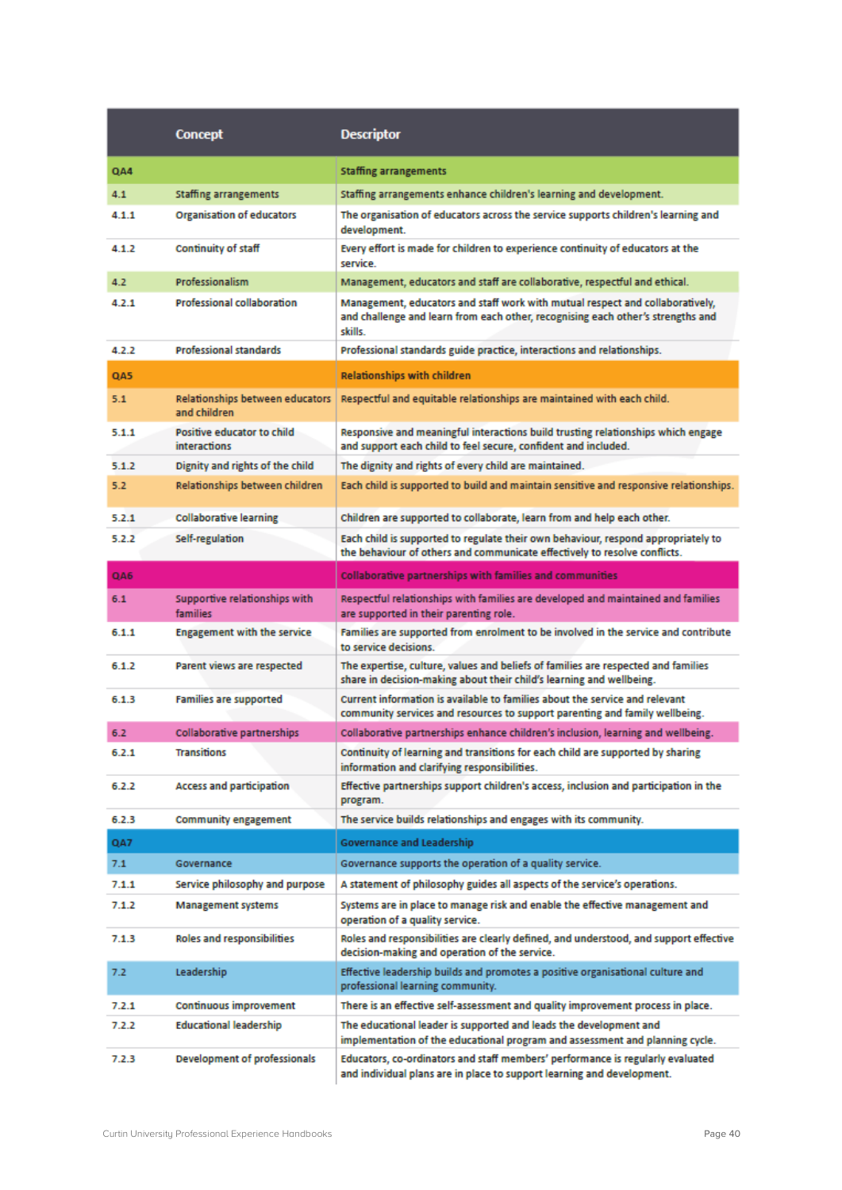| | Concept | Descriptor |
|---|---|---|
| QA4 | | Staffing arrangements |
| 4.1 | Staffing arrangements | Staffing arrangements enhance children's learning and development. |
| 4.1.1 | Organisation of educators | The organisation of educators across the service supports children's learning and development. |
| 4.1.2 | Continuity of staff | Every effort is made for children to experience continuity of educators at the service. |
| 4.2 | Professionalism | Management, educators and staff are collaborative, respectful and ethical. |
| 4.2.1 | Professional collaboration | Management, educators and staff work with mutual respect and collaboratively, and challenge and learn from each other, recognising each other's strengths and skills. |
| 4.2.2 | Professional standards | Professional standards guide practice, interactions and relationships. |
| QA5 | | Relationships with children |
| 5.1 | Relationships between educators and children | Respectful and equitable relationships are maintained with each child. |
| 5.1.1 | Positive educator to child interactions | Responsive and meaningful interactions build trusting relationships which engage and support each child to feel secure, confident and included. |
| 5.1.2 | Dignity and rights of the child | The dignity and rights of every child are maintained. |
| 5.2 | Relationships between children | Each child is supported to build and maintain sensitive and responsive relationships. |
| 5.2.1 | Collaborative learning | Children are supported to collaborate, learn from and help each other. |
| 5.2.2 | Self-regulation | Each child is supported to regulate their own behaviour, respond appropriately to the behaviour of others and communicate effectively to resolve conflicts. |
| QA6 | | Collaborative partnerships with families and communities |
| 6.1 | Supportive relationships with families | Respectful relationships with families are developed and maintained and families are supported in their parenting role. |
| 6.1.1 | Engagement with the service | Families are supported from enrolment to be involved in the service and contribute to service decisions. |
| 6.1.2 | Parent views are respected | The expertise, culture, values and beliefs of families are respected and families share in decision-making about their child's learning and wellbeing. |
| 6.1.3 | Families are supported | Current information is available to families about the service and relevant community services and resources to support parenting and family wellbeing. |
| 6.2 | Collaborative partnerships | Collaborative partnerships enhance children's inclusion, learning and wellbeing. |
| 6.2.1 | Transitions | Continuity of learning and transitions for each child are supported by sharing information and clarifying responsibilities. |
| 6.2.2 | Access and participation | Effective partnerships support children's access, inclusion and participation in the program. |
| 6.2.3 | Community engagement | The service builds relationships and engages with its community. |
| QA7 | | Governance and Leadership |
| 7.1 | Governance | Governance supports the operation of a quality service. |
| 7.1.1 | Service philosophy and purpose | A statement of philosophy guides all aspects of the service's operations. |
| 7.1.2 | Management systems | Systems are in place to manage risk and enable the effective management and operation of a quality service. |
| 7.1.3 | Roles and responsibilities | Roles and responsibilities are clearly defined, and understood, and support effective decision-making and operation of the service. |
| 7.2 | Leadership | Effective leadership builds and promotes a positive organisational culture and professional learning community. |
| 7.2.1 | Continuous improvement | There is an effective self-assessment and quality improvement process in place. |
| 7.2.2 | Educational leadership | The educational leader is supported and leads the development and implementation of the educational program and assessment and planning cycle. |
| 7.2.3 | Development of professionals | Educators, co-ordinators and staff members' performance is regularly evaluated and individual plans are in place to support learning and development. |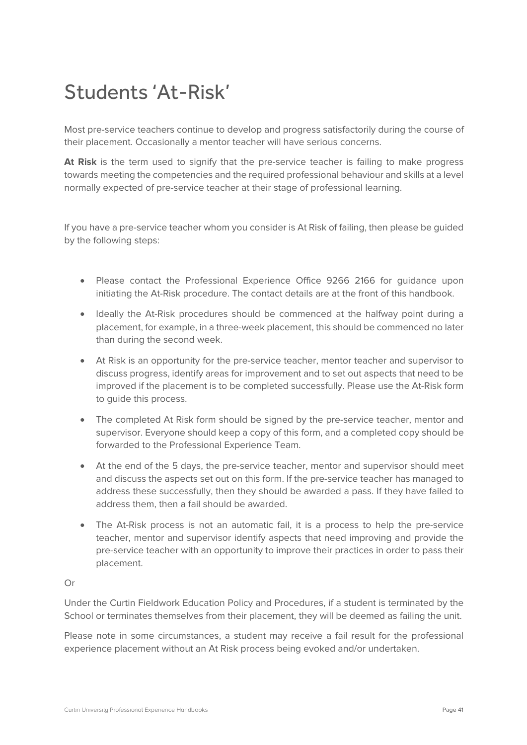# Students 'At-Risk'

Most pre-service teachers continue to develop and progress satisfactorily during the course of their placement. Occasionally a mentor teacher will have serious concerns.

**At Risk** is the term used to signify that the pre-service teacher is failing to make progress towards meeting the competencies and the required professional behaviour and skills at a level normally expected of pre-service teacher at their stage of professional learning.

If you have a pre-service teacher whom you consider is At Risk of failing, then please be guided by the following steps:

- Please contact the Professional Experience Office 9266 2166 for guidance upon initiating the At-Risk procedure. The contact details are at the front of this handbook.
- Ideally the At-Risk procedures should be commenced at the halfway point during a placement, for example, in a three-week placement, this should be commenced no later than during the second week.
- At Risk is an opportunity for the pre-service teacher, mentor teacher and supervisor to discuss progress, identify areas for improvement and to set out aspects that need to be improved if the placement is to be completed successfully. Please use the At-Risk form to guide this process.
- The completed At Risk form should be signed by the pre-service teacher, mentor and supervisor. Everyone should keep a copy of this form, and a completed copy should be forwarded to the Professional Experience Team.
- At the end of the 5 days, the pre-service teacher, mentor and supervisor should meet and discuss the aspects set out on this form. If the pre-service teacher has managed to address these successfully, then they should be awarded a pass. If they have failed to address them, then a fail should be awarded.
- The At-Risk process is not an automatic fail, it is a process to help the pre-service teacher, mentor and supervisor identify aspects that need improving and provide the pre-service teacher with an opportunity to improve their practices in order to pass their placement.

Or

Under the Curtin Fieldwork Education Policy and Procedures, if a student is terminated by the School or terminates themselves from their placement, they will be deemed as failing the unit.

Please note in some circumstances, a student may receive a fail result for the professional experience placement without an At Risk process being evoked and/or undertaken.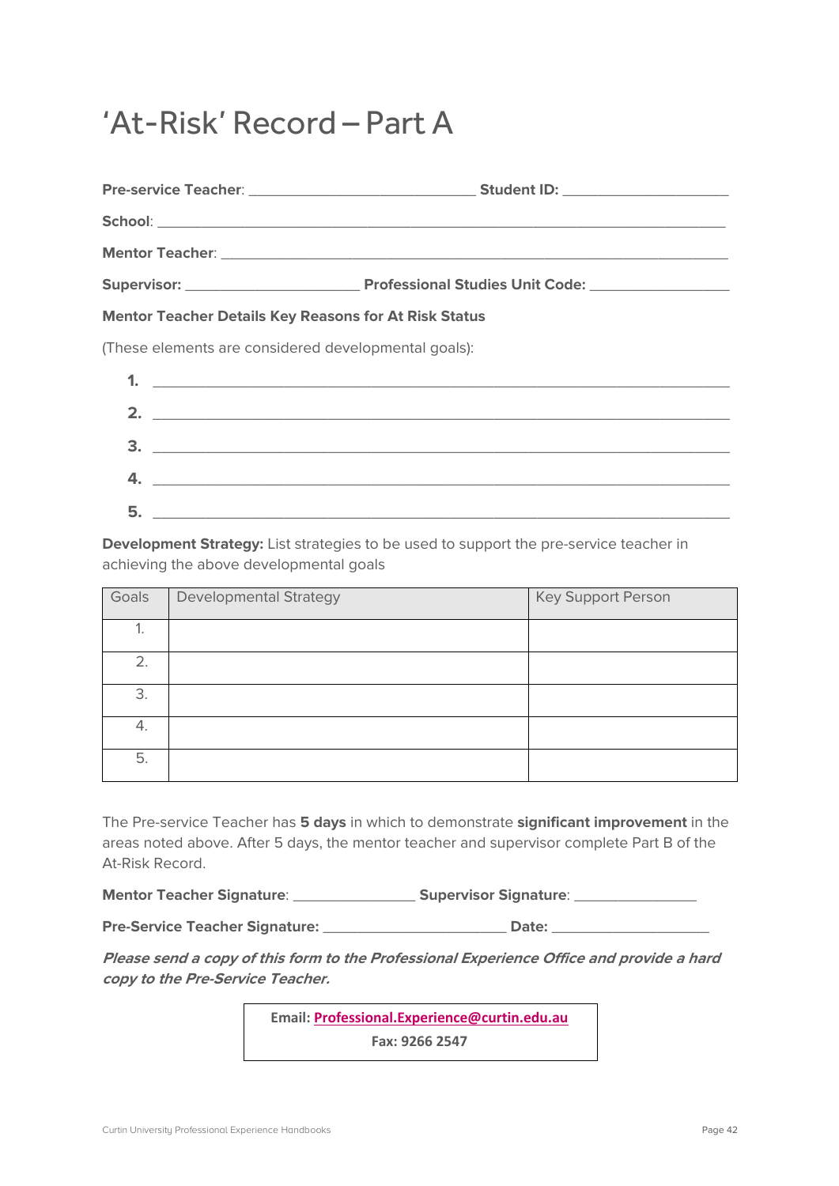# 'At-Risk' Record – Part A

**Pre-service Teacher**: ____________________________ **Student ID:** ____________________

**School**: ______________________________________________________________________

**Mentor Teacher**: _______________________________________________________________

**Supervisor:** ______________________ **Professional Studies Unit Code:** _________________

**Mentor Teacher Details Key Reasons for At Risk Status**

(These elements are considered developmental goals):

1. ______________________________________________________________________
2. ______________________________________________________________________
3. ______________________________________________________________________
4. ______________________________________________________________________
5. ______________________________________________________________________

**Development Strategy:** List strategies to be used to support the pre-service teacher in achieving the above developmental goals

| Goals | Developmental Strategy | Key Support Person |
|---|---|---|
| 1. | | |
| 2. | | |
| 3. | | |
| 4. | | |
| 5. | | |

The Pre-service Teacher has **5 days** in which to demonstrate **significant improvement** in the areas noted above. After 5 days, the mentor teacher and supervisor complete Part B of the At-Risk Record.

**Mentor Teacher Signature**: _______________ **Supervisor Signature**: _______________

**Pre-Service Teacher Signature:** ______________________ **Date:** ___________________

***Please send a copy of this form to the Professional Experience Office and provide a hard copy to the Pre-Service Teacher.***

**Email: Professional.Experience@curtin.edu.au**

**Fax: 9266 2547**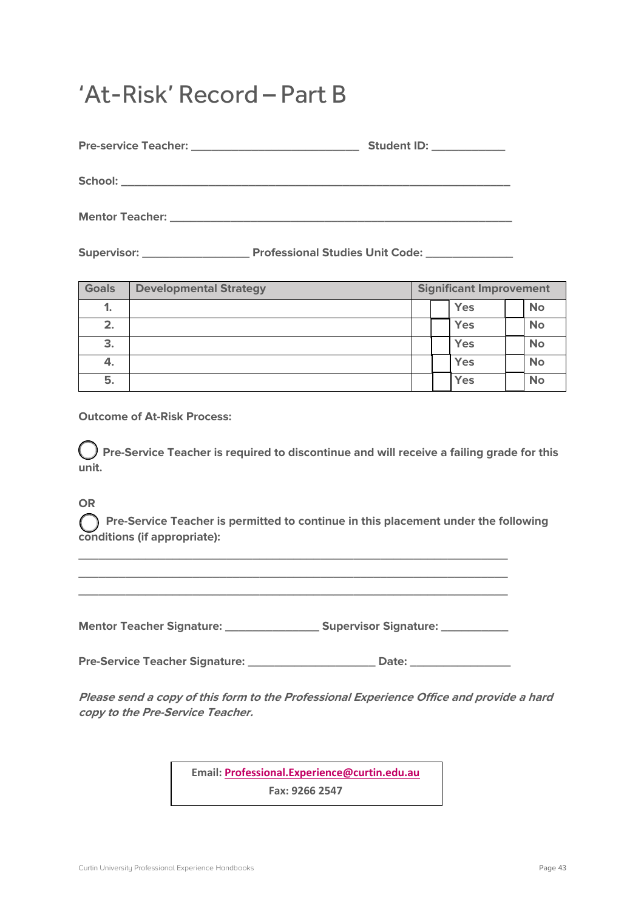# 'At-Risk' Record – Part B

**Pre-service Teacher:** ___________________________ **Student ID:** ____________

**School:** _______________________________________________________________

**Mentor Teacher:** _________________________________________________________

**Supervisor:** _________________ **Professional Studies Unit Code:** ______________

| Goals | Developmental Strategy | Significant Improvement | | | |
|---|---|---|---|---|---|
| 1. | | ☐ | Yes | ☐ | No |
| 2. | | ☐ | Yes | ☐ | No |
| 3. | | ☐ | Yes | ☐ | No |
| 4. | | ☐ | Yes | ☐ | No |
| 5. | | ☐ | Yes | ☐ | No |

**Outcome of At-Risk Process:**

◯ **Pre-Service Teacher is required to discontinue and will receive a failing grade for this unit.**

**OR**

◯ **Pre-Service Teacher is permitted to continue in this placement under the following conditions (if appropriate):**

_______________________________________________________________________

_______________________________________________________________________

_______________________________________________________________________

**Mentor Teacher Signature:** _______________ **Supervisor Signature:** ___________

**Pre-Service Teacher Signature:** _____________________ **Date:** ________________

***Please send a copy of this form to the Professional Experience Office and provide a hard copy to the Pre-Service Teacher.***

**Email: Professional.Experience@curtin.edu.au**

**Fax: 9266 2547**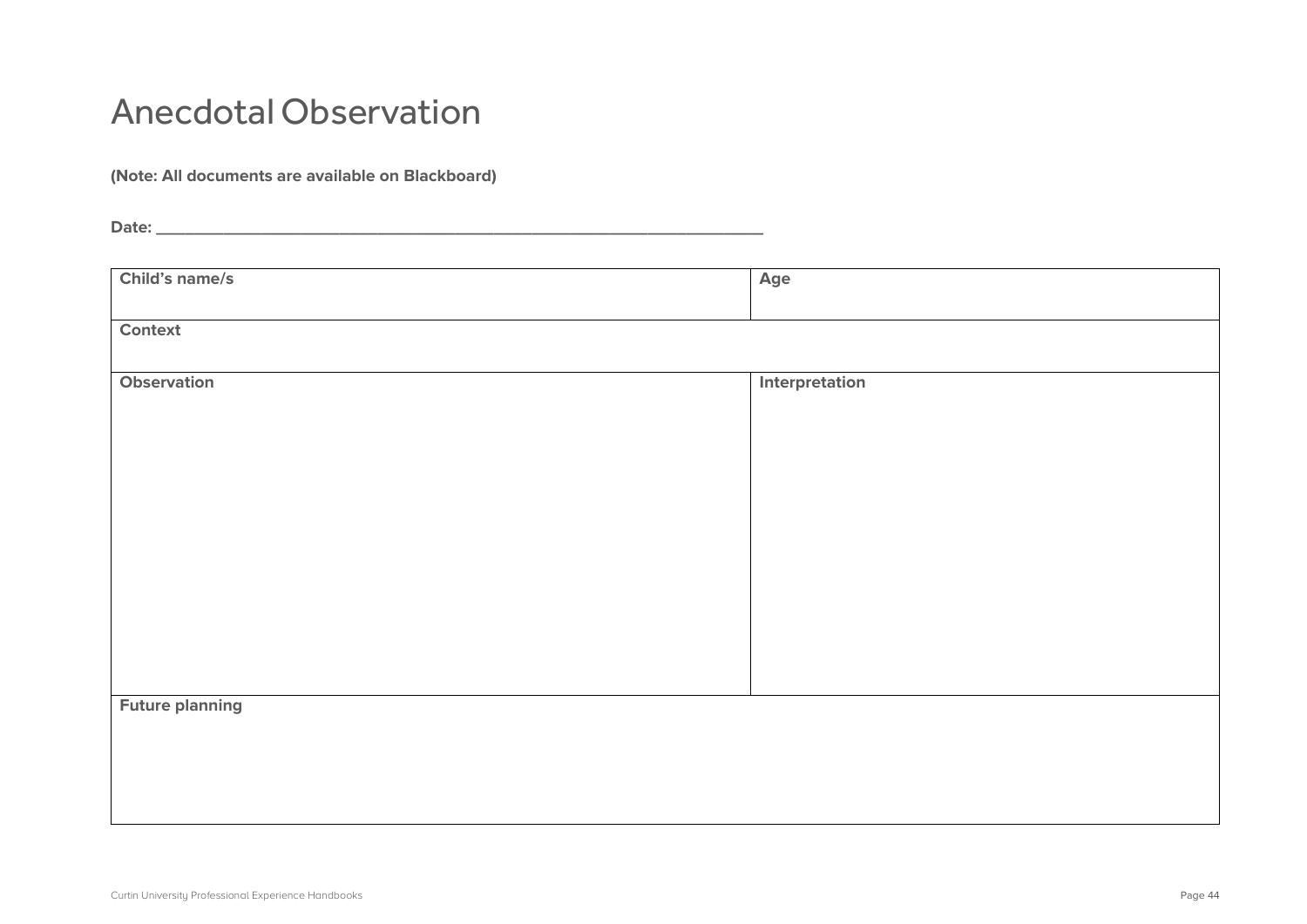# Anecdotal Observation

**(Note: All documents are available on Blackboard)**

**Date:** ___________________________________________________________________

| **Child's name/s** | **Age** |
| --- | --- |
| **Context** | |
| **Observation** | **Interpretation** |
| **Future planning** | |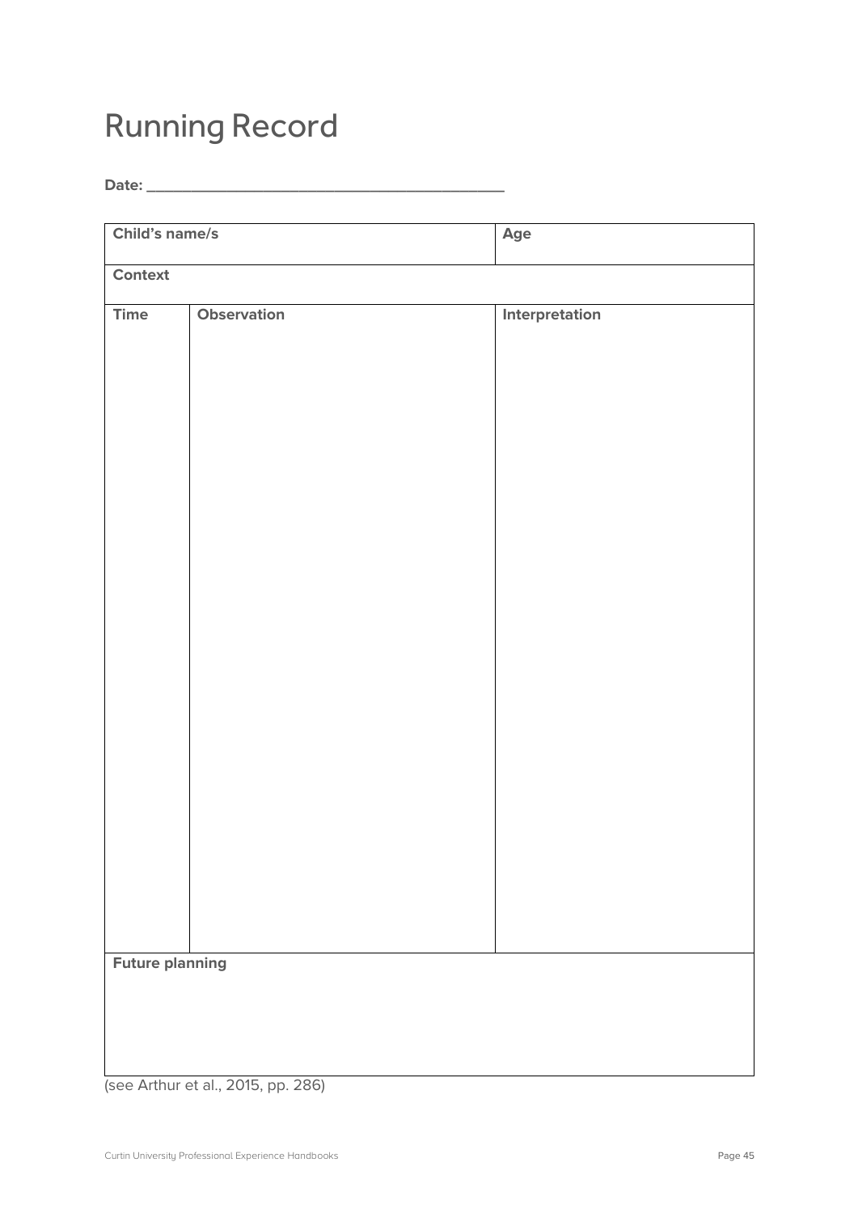# Running Record

**Date:** ________________________________________

| **Child's name/s** | | **Age** |
|---|---|---|
| **Context** | | |
| **Time** | **Observation** | **Interpretation** |
| | | |
| **Future planning** | | |
| | | |

(see Arthur et al., 2015, pp. 286)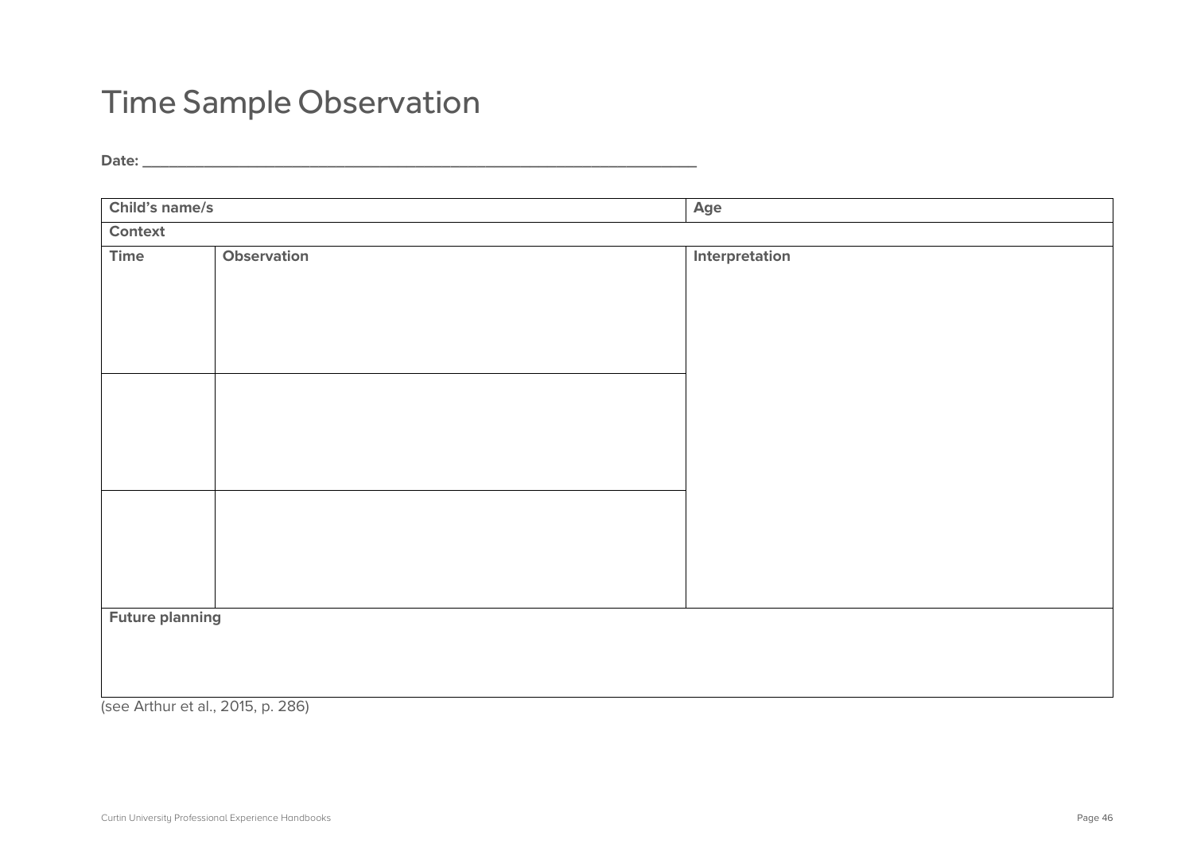# Time Sample Observation

**Date:** ___________________________________________________________________

| **Child's name/s** | | **Age** |
|---|---|---|
| **Context** | | |
| **Time** | **Observation** | **Interpretation** |
| | | |
| | | |
| **Future planning** | | |

(see Arthur et al., 2015, p. 286)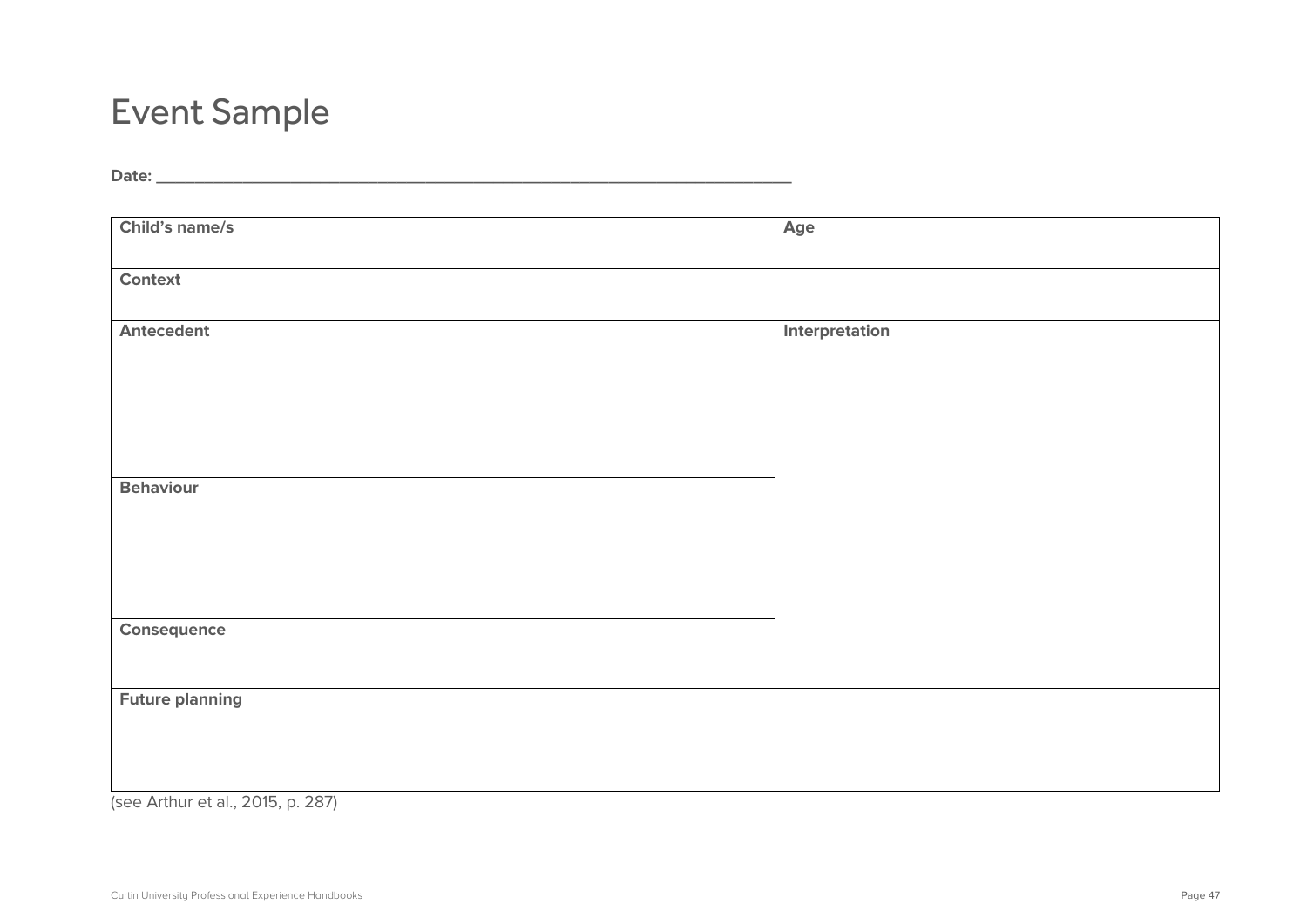# Event Sample

**Date:** ______________________________________________________________

| **Child's name/s** | **Age** |
|---|---|
| **Context** | |
| **Antecedent** | **Interpretation** |
| **Behaviour** | |
| **Consequence** | |
| **Future planning** | |

(see Arthur et al., 2015, p. 287)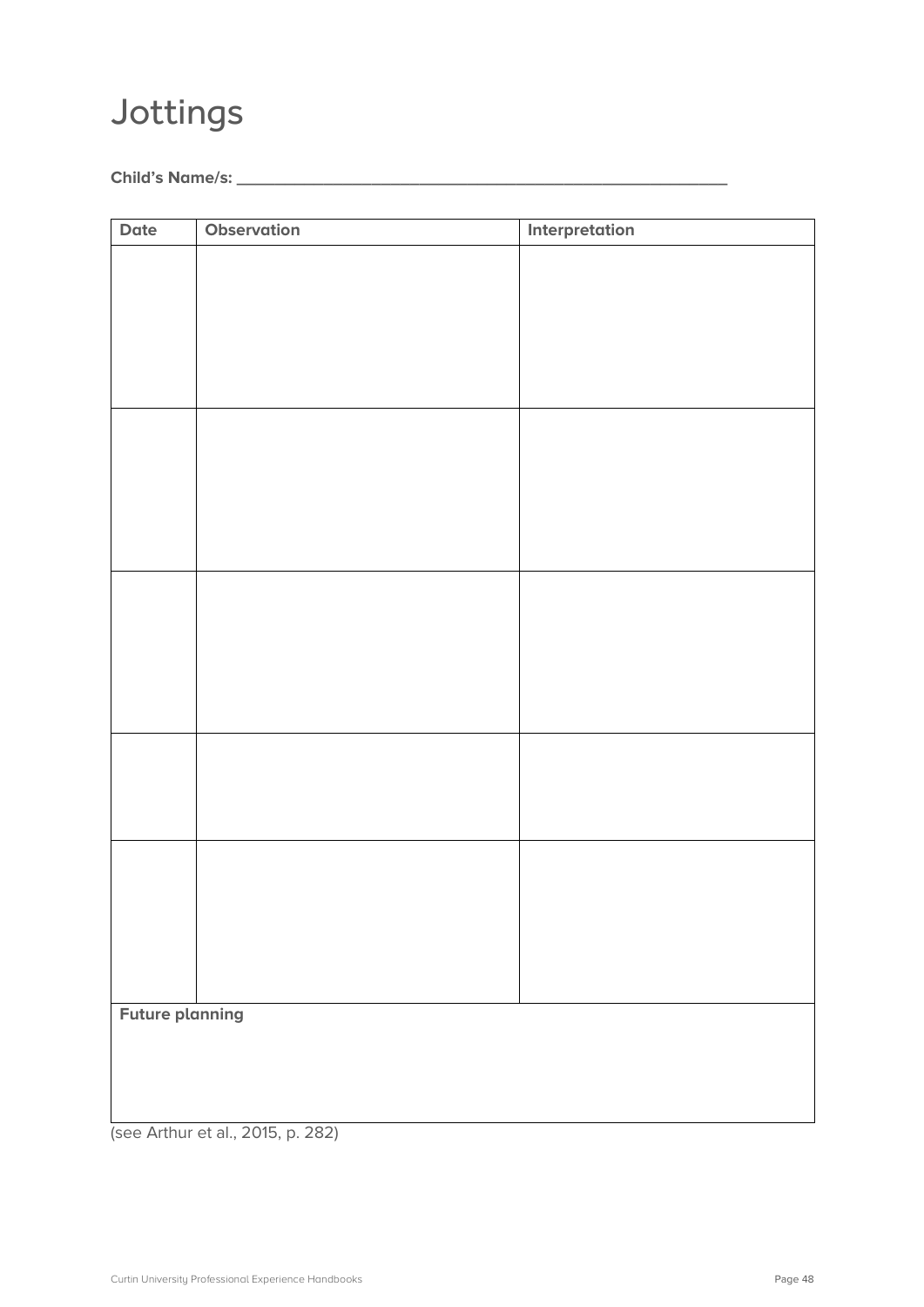# Jottings

**Child's Name/s:** ____________________________________________

| Date | Observation | Interpretation |
|---|---|---|
| | | |
| | | |
| | | |
| | | |
| | | |
| **Future planning** | | |

(see Arthur et al., 2015, p. 282)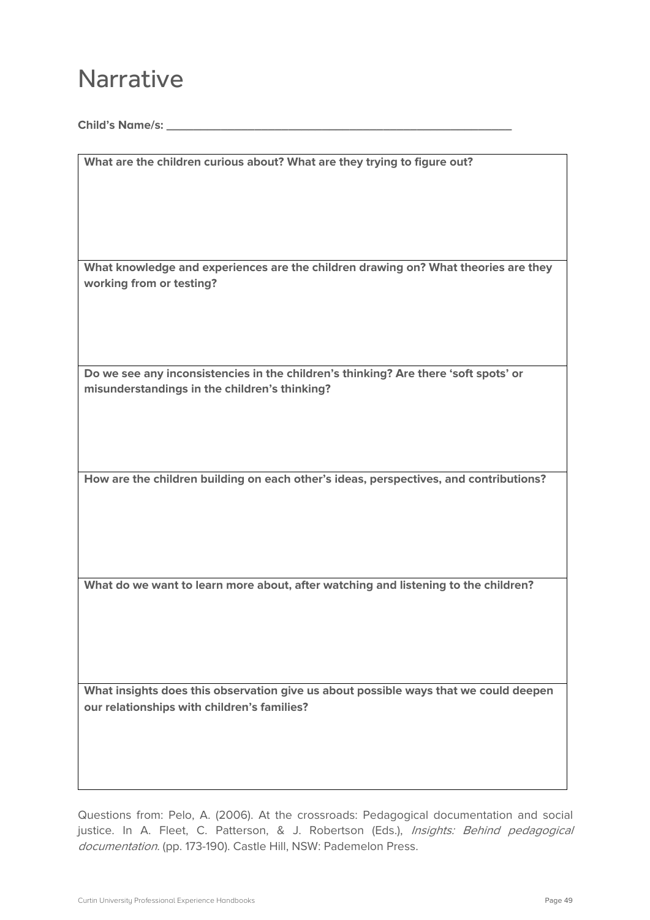# Narrative

**Child's Name/s: ___________________________________________________________**

| **What are the children curious about? What are they trying to figure out?** |
|---|
| |
| **What knowledge and experiences are the children drawing on? What theories are they working from or testing?** |
| |
| **Do we see any inconsistencies in the children's thinking? Are there 'soft spots' or misunderstandings in the children's thinking?** |
| |
| **How are the children building on each other's ideas, perspectives, and contributions?** |
| |
| **What do we want to learn more about, after watching and listening to the children?** |
| |
| **What insights does this observation give us about possible ways that we could deepen our relationships with children's families?** |
| |

Questions from: Pelo, A. (2006). At the crossroads: Pedagogical documentation and social justice. In A. Fleet, C. Patterson, & J. Robertson (Eds.), *Insights: Behind pedagogical documentation.* (pp. 173-190). Castle Hill, NSW: Pademelon Press.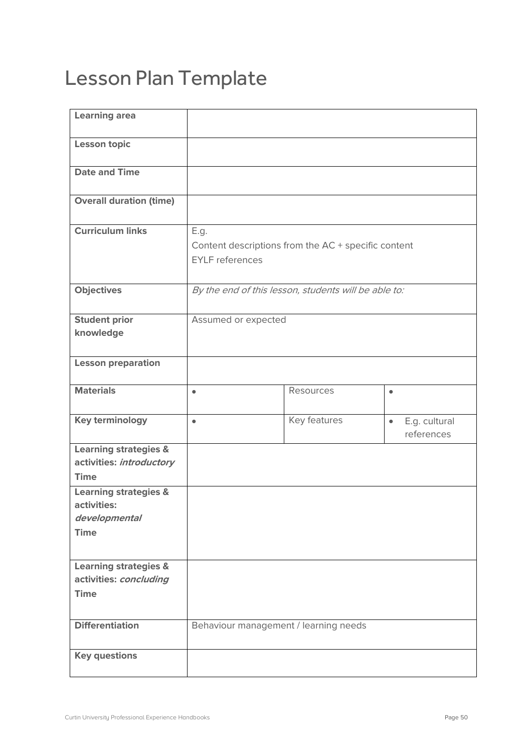# Lesson Plan Template

| | | | |
|---|---|---|---|
| **Learning area** | | | |
| **Lesson topic** | | | |
| **Date and Time** | | | |
| **Overall duration (time)** | | | |
| **Curriculum links** | E.g.<br>Content descriptions from the AC + specific content<br>EYLF references | | |
| **Objectives** | *By the end of this lesson, students will be able to:* | | |
| **Student prior knowledge** | Assumed or expected | | |
| **Lesson preparation** | | | |
| **Materials** | • | Resources | • |
| **Key terminology** | • | Key features | • E.g. cultural references |
| **Learning strategies & activities: *introductory***<br>**Time** | | | |
| **Learning strategies & activities: *developmental***<br>**Time** | | | |
| **Learning strategies & activities: *concluding***<br>**Time** | | | |
| **Differentiation** | Behaviour management / learning needs | | |
| **Key questions** | | | |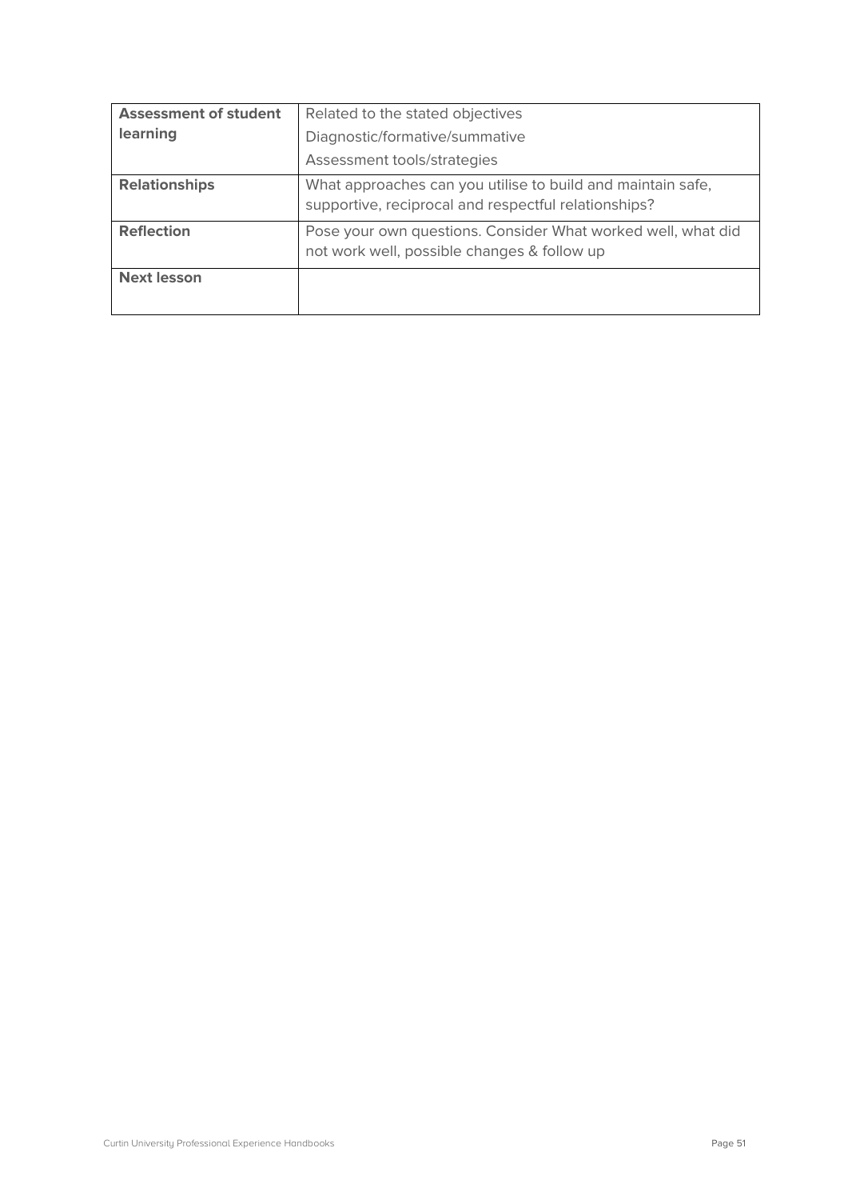| | |
|---|---|
| **Assessment of student learning** | Related to the stated objectives<br>Diagnostic/formative/summative<br>Assessment tools/strategies |
| **Relationships** | What approaches can you utilise to build and maintain safe, supportive, reciprocal and respectful relationships? |
| **Reflection** | Pose your own questions. Consider What worked well, what did not work well, possible changes & follow up |
| **Next lesson** | |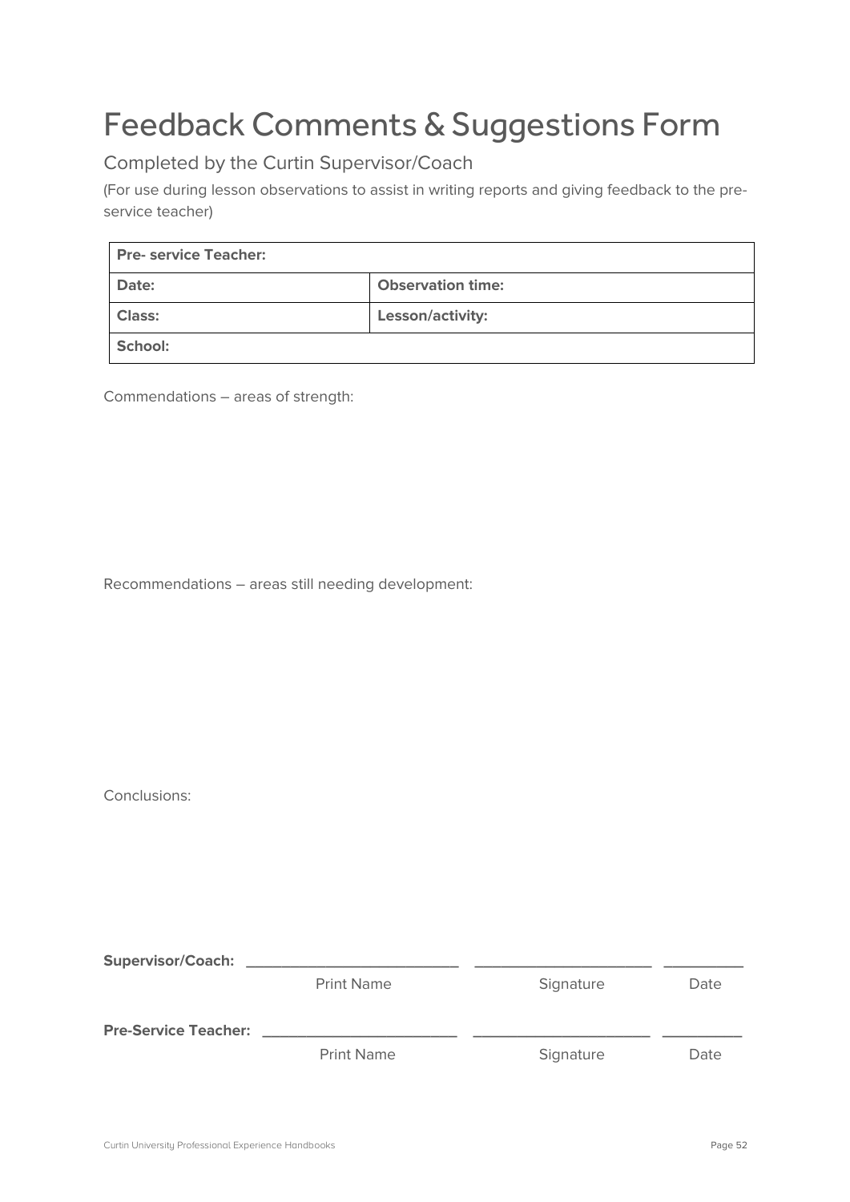# Feedback Comments & Suggestions Form

## Completed by the Curtin Supervisor/Coach

(For use during lesson observations to assist in writing reports and giving feedback to the pre-service teacher)

| | |
|---|---|
| **Pre- service Teacher:** | |
| **Date:** | **Observation time:** |
| **Class:** | **Lesson/activity:** |
| **School:** | |

Commendations – areas of strength:

Recommendations – areas still needing development:

Conclusions:

**Supervisor/Coach:** ______________________ ______________________ __________
Print Name Signature Date

**Pre-Service Teacher:** ______________________ ______________________ __________
Print Name Signature Date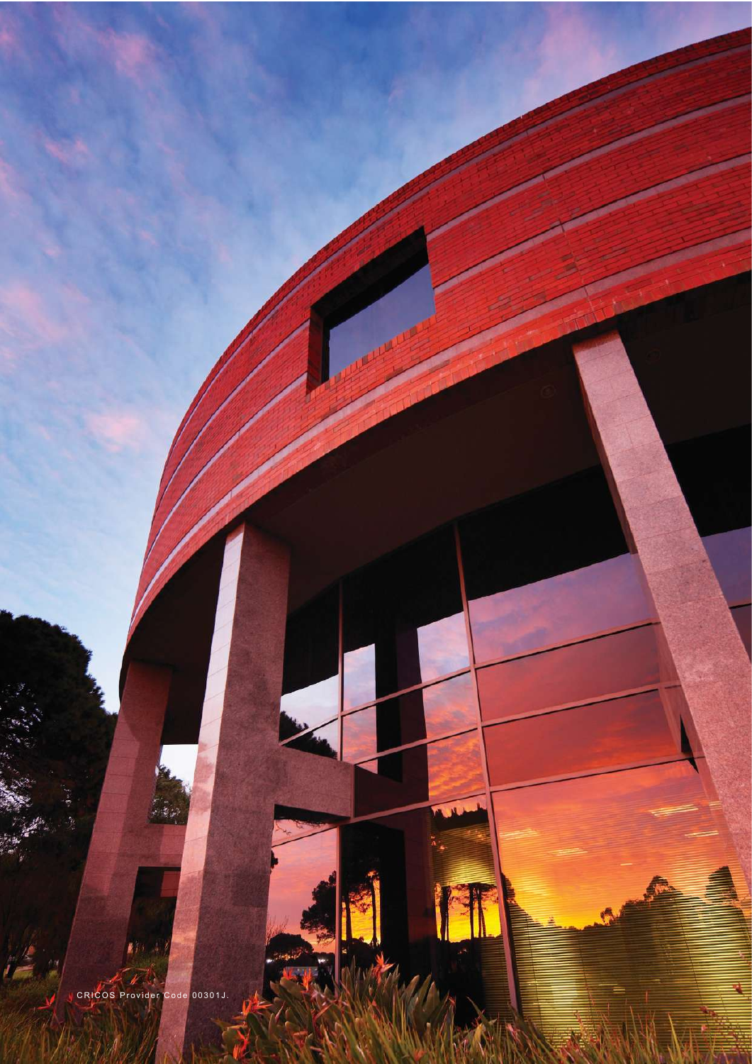CRICOS Provider Code 00301J.